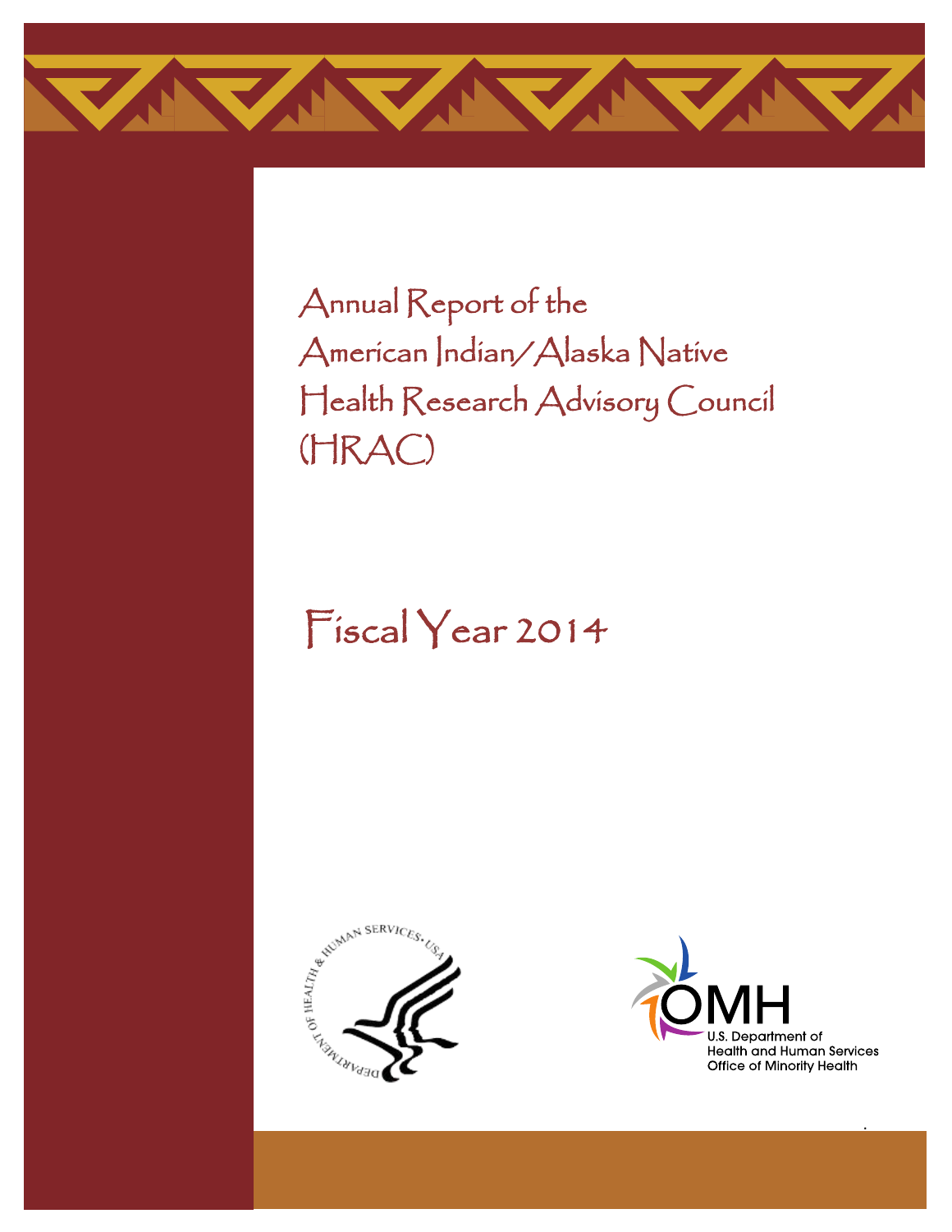# Annual Report of the American Indian/Alaska Native Health Research Advisory Council (HRAC)

## Fiscal Year 2014

U.S. Department of Health and Human Services
Office of Minority Health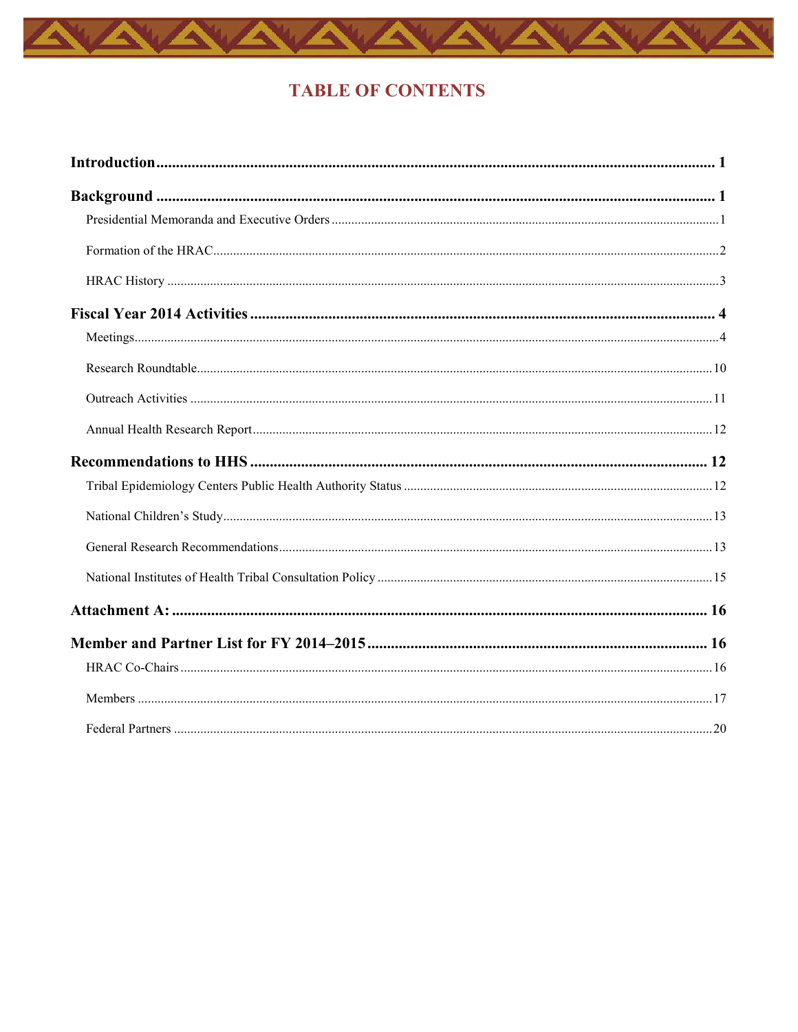# TABLE OF CONTENTS

**Introduction** ..... **1**

**Background** ..... **1**

- Presidential Memoranda and Executive Orders ..... 1
- Formation of the HRAC ..... 2
- HRAC History ..... 3

**Fiscal Year 2014 Activities** ..... **4**

- Meetings ..... 4
- Research Roundtable ..... 10
- Outreach Activities ..... 11
- Annual Health Research Report ..... 12

**Recommendations to HHS** ..... **12**

- Tribal Epidemiology Centers Public Health Authority Status ..... 12
- National Children's Study ..... 13
- General Research Recommendations ..... 13
- National Institutes of Health Tribal Consultation Policy ..... 15

**Attachment A:** ..... **16**

**Member and Partner List for FY 2014–2015** ..... **16**

- HRAC Co-Chairs ..... 16
- Members ..... 17
- Federal Partners ..... 20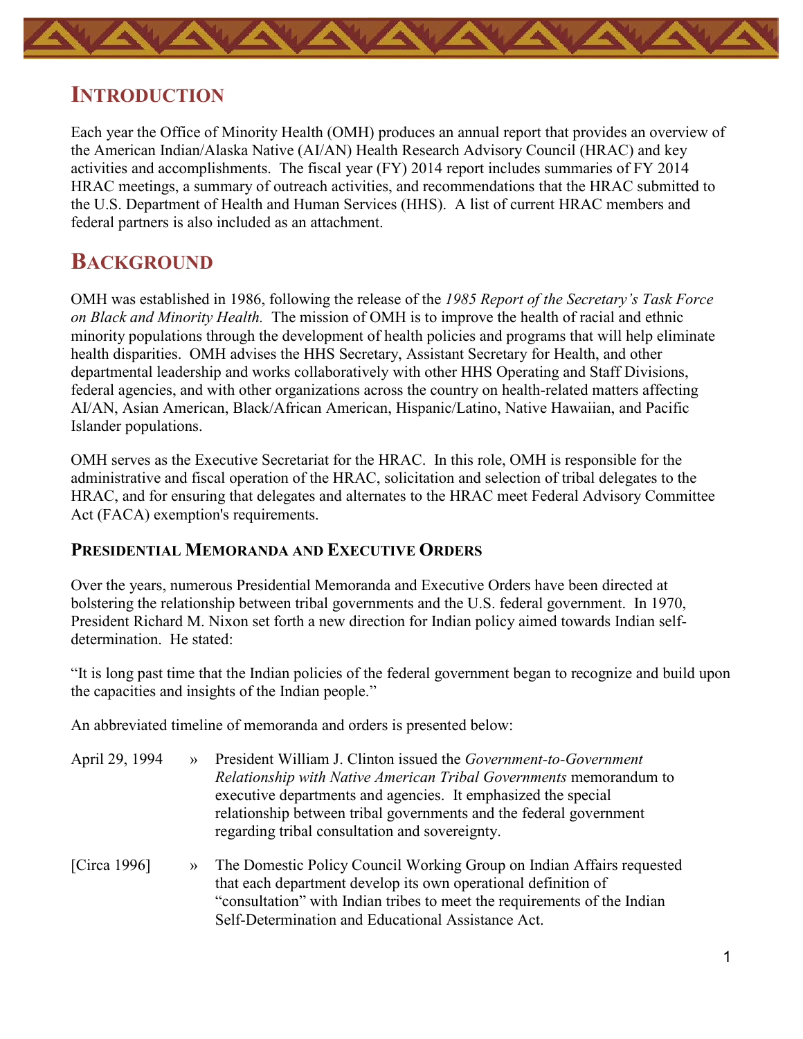# Introduction

Each year the Office of Minority Health (OMH) produces an annual report that provides an overview of the American Indian/Alaska Native (AI/AN) Health Research Advisory Council (HRAC) and key activities and accomplishments. The fiscal year (FY) 2014 report includes summaries of FY 2014 HRAC meetings, a summary of outreach activities, and recommendations that the HRAC submitted to the U.S. Department of Health and Human Services (HHS). A list of current HRAC members and federal partners is also included as an attachment.

# Background

OMH was established in 1986, following the release of the *1985 Report of the Secretary's Task Force on Black and Minority Health.* The mission of OMH is to improve the health of racial and ethnic minority populations through the development of health policies and programs that will help eliminate health disparities. OMH advises the HHS Secretary, Assistant Secretary for Health, and other departmental leadership and works collaboratively with other HHS Operating and Staff Divisions, federal agencies, and with other organizations across the country on health-related matters affecting AI/AN, Asian American, Black/African American, Hispanic/Latino, Native Hawaiian, and Pacific Islander populations.

OMH serves as the Executive Secretariat for the HRAC. In this role, OMH is responsible for the administrative and fiscal operation of the HRAC, solicitation and selection of tribal delegates to the HRAC, and for ensuring that delegates and alternates to the HRAC meet Federal Advisory Committee Act (FACA) exemption's requirements.

## Presidential Memoranda and Executive Orders

Over the years, numerous Presidential Memoranda and Executive Orders have been directed at bolstering the relationship between tribal governments and the U.S. federal government. In 1970, President Richard M. Nixon set forth a new direction for Indian policy aimed towards Indian self-determination. He stated:

"It is long past time that the Indian policies of the federal government began to recognize and build upon the capacities and insights of the Indian people."

An abbreviated timeline of memoranda and orders is presented below:

April 29, 1994 » President William J. Clinton issued the *Government-to-Government Relationship with Native American Tribal Governments* memorandum to executive departments and agencies. It emphasized the special relationship between tribal governments and the federal government regarding tribal consultation and sovereignty.

[Circa 1996] » The Domestic Policy Council Working Group on Indian Affairs requested that each department develop its own operational definition of "consultation" with Indian tribes to meet the requirements of the Indian Self-Determination and Educational Assistance Act.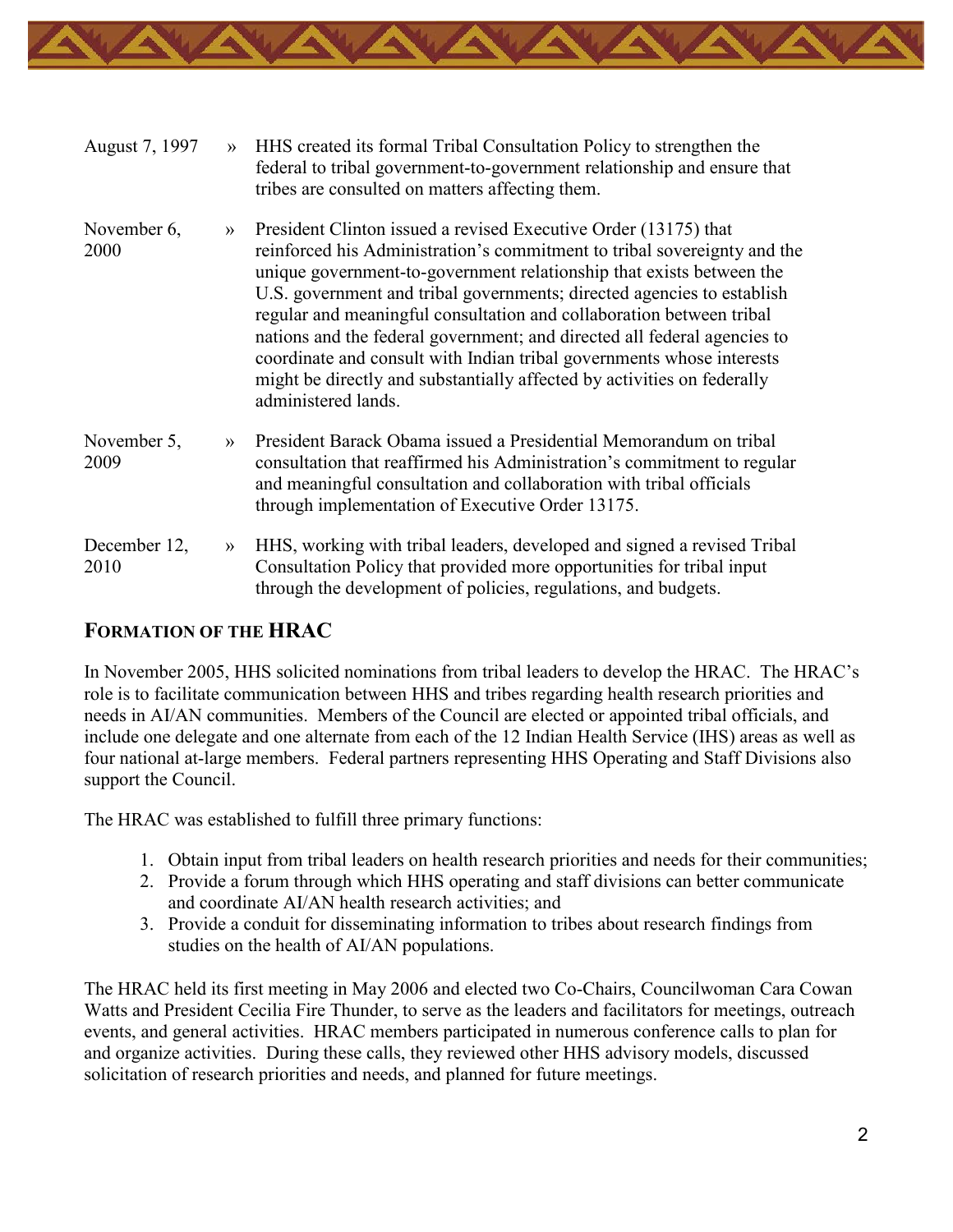August 7, 1997 » HHS created its formal Tribal Consultation Policy to strengthen the federal to tribal government-to-government relationship and ensure that tribes are consulted on matters affecting them.

November 6, 2000 » President Clinton issued a revised Executive Order (13175) that reinforced his Administration's commitment to tribal sovereignty and the unique government-to-government relationship that exists between the U.S. government and tribal governments; directed agencies to establish regular and meaningful consultation and collaboration between tribal nations and the federal government; and directed all federal agencies to coordinate and consult with Indian tribal governments whose interests might be directly and substantially affected by activities on federally administered lands.

November 5, 2009 » President Barack Obama issued a Presidential Memorandum on tribal consultation that reaffirmed his Administration's commitment to regular and meaningful consultation and collaboration with tribal officials through implementation of Executive Order 13175.

December 12, 2010 » HHS, working with tribal leaders, developed and signed a revised Tribal Consultation Policy that provided more opportunities for tribal input through the development of policies, regulations, and budgets.

## FORMATION OF THE HRAC

In November 2005, HHS solicited nominations from tribal leaders to develop the HRAC. The HRAC's role is to facilitate communication between HHS and tribes regarding health research priorities and needs in AI/AN communities. Members of the Council are elected or appointed tribal officials, and include one delegate and one alternate from each of the 12 Indian Health Service (IHS) areas as well as four national at-large members. Federal partners representing HHS Operating and Staff Divisions also support the Council.

The HRAC was established to fulfill three primary functions:

1. Obtain input from tribal leaders on health research priorities and needs for their communities;
2. Provide a forum through which HHS operating and staff divisions can better communicate and coordinate AI/AN health research activities; and
3. Provide a conduit for disseminating information to tribes about research findings from studies on the health of AI/AN populations.

The HRAC held its first meeting in May 2006 and elected two Co-Chairs, Councilwoman Cara Cowan Watts and President Cecilia Fire Thunder, to serve as the leaders and facilitators for meetings, outreach events, and general activities. HRAC members participated in numerous conference calls to plan for and organize activities. During these calls, they reviewed other HHS advisory models, discussed solicitation of research priorities and needs, and planned for future meetings.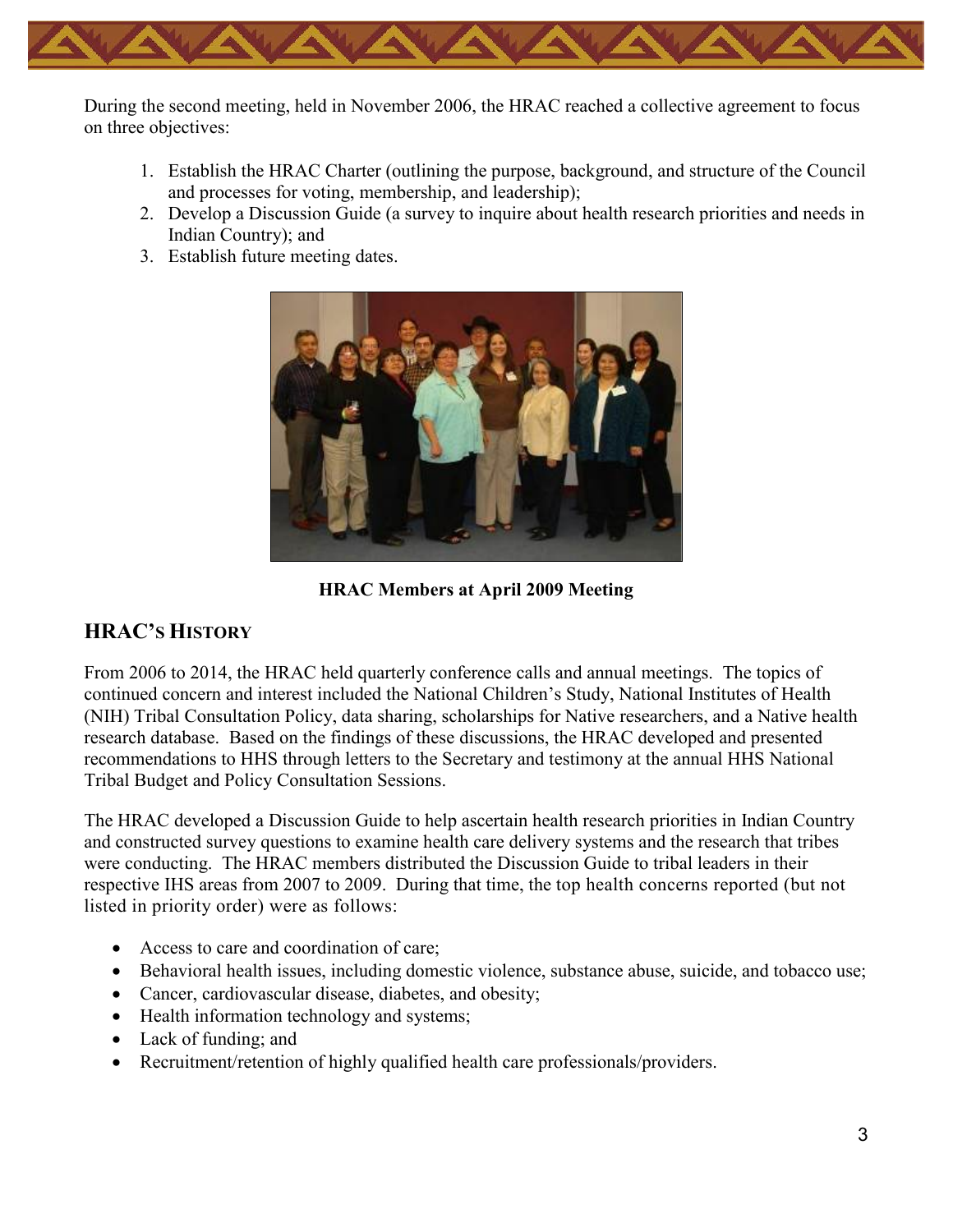During the second meeting, held in November 2006, the HRAC reached a collective agreement to focus on three objectives:

1. Establish the HRAC Charter (outlining the purpose, background, and structure of the Council and processes for voting, membership, and leadership);
2. Develop a Discussion Guide (a survey to inquire about health research priorities and needs in Indian Country); and
3. Establish future meeting dates.

**HRAC Members at April 2009 Meeting**

## HRAC's History

From 2006 to 2014, the HRAC held quarterly conference calls and annual meetings. The topics of continued concern and interest included the National Children's Study, National Institutes of Health (NIH) Tribal Consultation Policy, data sharing, scholarships for Native researchers, and a Native health research database. Based on the findings of these discussions, the HRAC developed and presented recommendations to HHS through letters to the Secretary and testimony at the annual HHS National Tribal Budget and Policy Consultation Sessions.

The HRAC developed a Discussion Guide to help ascertain health research priorities in Indian Country and constructed survey questions to examine health care delivery systems and the research that tribes were conducting. The HRAC members distributed the Discussion Guide to tribal leaders in their respective IHS areas from 2007 to 2009. During that time, the top health concerns reported (but not listed in priority order) were as follows:

- Access to care and coordination of care;
- Behavioral health issues, including domestic violence, substance abuse, suicide, and tobacco use;
- Cancer, cardiovascular disease, diabetes, and obesity;
- Health information technology and systems;
- Lack of funding; and
- Recruitment/retention of highly qualified health care professionals/providers.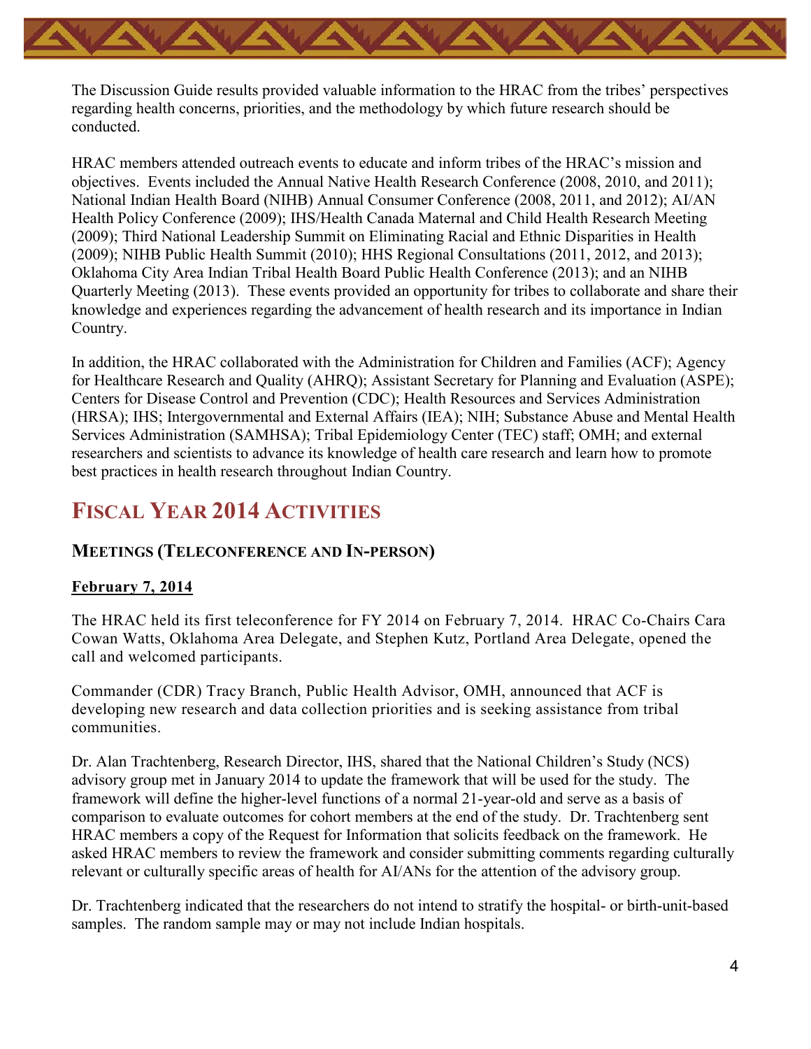The Discussion Guide results provided valuable information to the HRAC from the tribes' perspectives regarding health concerns, priorities, and the methodology by which future research should be conducted.

HRAC members attended outreach events to educate and inform tribes of the HRAC's mission and objectives. Events included the Annual Native Health Research Conference (2008, 2010, and 2011); National Indian Health Board (NIHB) Annual Consumer Conference (2008, 2011, and 2012); AI/AN Health Policy Conference (2009); IHS/Health Canada Maternal and Child Health Research Meeting (2009); Third National Leadership Summit on Eliminating Racial and Ethnic Disparities in Health (2009); NIHB Public Health Summit (2010); HHS Regional Consultations (2011, 2012, and 2013); Oklahoma City Area Indian Tribal Health Board Public Health Conference (2013); and an NIHB Quarterly Meeting (2013). These events provided an opportunity for tribes to collaborate and share their knowledge and experiences regarding the advancement of health research and its importance in Indian Country.

In addition, the HRAC collaborated with the Administration for Children and Families (ACF); Agency for Healthcare Research and Quality (AHRQ); Assistant Secretary for Planning and Evaluation (ASPE); Centers for Disease Control and Prevention (CDC); Health Resources and Services Administration (HRSA); IHS; Intergovernmental and External Affairs (IEA); NIH; Substance Abuse and Mental Health Services Administration (SAMHSA); Tribal Epidemiology Center (TEC) staff; OMH; and external researchers and scientists to advance its knowledge of health care research and learn how to promote best practices in health research throughout Indian Country.

# Fiscal Year 2014 Activities

## Meetings (Teleconference and In-person)

### February 7, 2014

The HRAC held its first teleconference for FY 2014 on February 7, 2014. HRAC Co-Chairs Cara Cowan Watts, Oklahoma Area Delegate, and Stephen Kutz, Portland Area Delegate, opened the call and welcomed participants.

Commander (CDR) Tracy Branch, Public Health Advisor, OMH, announced that ACF is developing new research and data collection priorities and is seeking assistance from tribal communities.

Dr. Alan Trachtenberg, Research Director, IHS, shared that the National Children's Study (NCS) advisory group met in January 2014 to update the framework that will be used for the study. The framework will define the higher-level functions of a normal 21-year-old and serve as a basis of comparison to evaluate outcomes for cohort members at the end of the study. Dr. Trachtenberg sent HRAC members a copy of the Request for Information that solicits feedback on the framework. He asked HRAC members to review the framework and consider submitting comments regarding culturally relevant or culturally specific areas of health for AI/ANs for the attention of the advisory group.

Dr. Trachtenberg indicated that the researchers do not intend to stratify the hospital- or birth-unit-based samples. The random sample may or may not include Indian hospitals.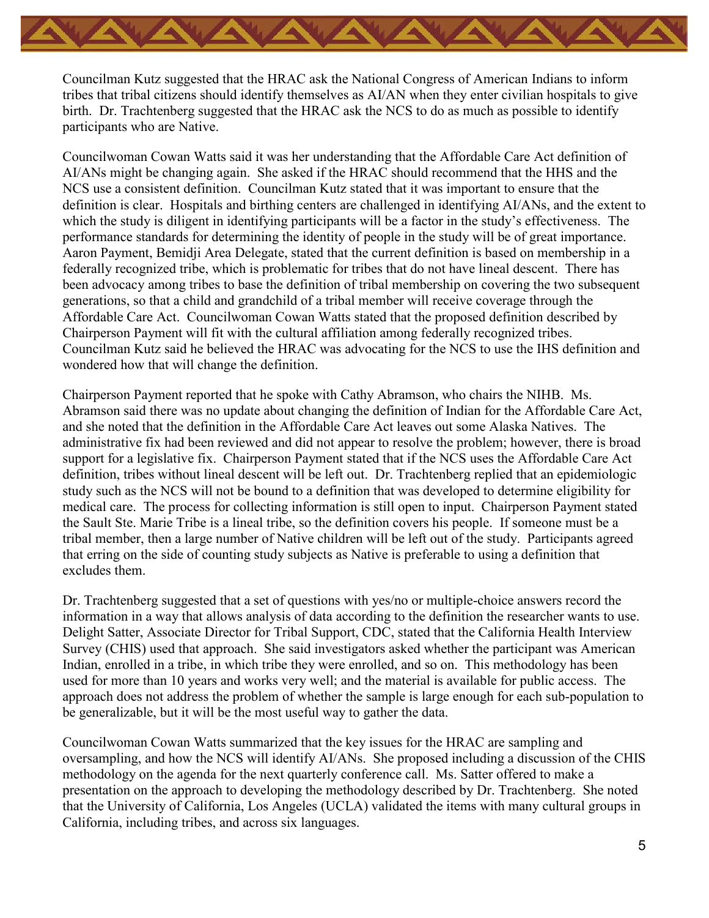Councilman Kutz suggested that the HRAC ask the National Congress of American Indians to inform tribes that tribal citizens should identify themselves as AI/AN when they enter civilian hospitals to give birth. Dr. Trachtenberg suggested that the HRAC ask the NCS to do as much as possible to identify participants who are Native.

Councilwoman Cowan Watts said it was her understanding that the Affordable Care Act definition of AI/ANs might be changing again. She asked if the HRAC should recommend that the HHS and the NCS use a consistent definition. Councilman Kutz stated that it was important to ensure that the definition is clear. Hospitals and birthing centers are challenged in identifying AI/ANs, and the extent to which the study is diligent in identifying participants will be a factor in the study's effectiveness. The performance standards for determining the identity of people in the study will be of great importance. Aaron Payment, Bemidji Area Delegate, stated that the current definition is based on membership in a federally recognized tribe, which is problematic for tribes that do not have lineal descent. There has been advocacy among tribes to base the definition of tribal membership on covering the two subsequent generations, so that a child and grandchild of a tribal member will receive coverage through the Affordable Care Act. Councilwoman Cowan Watts stated that the proposed definition described by Chairperson Payment will fit with the cultural affiliation among federally recognized tribes. Councilman Kutz said he believed the HRAC was advocating for the NCS to use the IHS definition and wondered how that will change the definition.

Chairperson Payment reported that he spoke with Cathy Abramson, who chairs the NIHB. Ms. Abramson said there was no update about changing the definition of Indian for the Affordable Care Act, and she noted that the definition in the Affordable Care Act leaves out some Alaska Natives. The administrative fix had been reviewed and did not appear to resolve the problem; however, there is broad support for a legislative fix. Chairperson Payment stated that if the NCS uses the Affordable Care Act definition, tribes without lineal descent will be left out. Dr. Trachtenberg replied that an epidemiologic study such as the NCS will not be bound to a definition that was developed to determine eligibility for medical care. The process for collecting information is still open to input. Chairperson Payment stated the Sault Ste. Marie Tribe is a lineal tribe, so the definition covers his people. If someone must be a tribal member, then a large number of Native children will be left out of the study. Participants agreed that erring on the side of counting study subjects as Native is preferable to using a definition that excludes them.

Dr. Trachtenberg suggested that a set of questions with yes/no or multiple-choice answers record the information in a way that allows analysis of data according to the definition the researcher wants to use. Delight Satter, Associate Director for Tribal Support, CDC, stated that the California Health Interview Survey (CHIS) used that approach. She said investigators asked whether the participant was American Indian, enrolled in a tribe, in which tribe they were enrolled, and so on. This methodology has been used for more than 10 years and works very well; and the material is available for public access. The approach does not address the problem of whether the sample is large enough for each sub-population to be generalizable, but it will be the most useful way to gather the data.

Councilwoman Cowan Watts summarized that the key issues for the HRAC are sampling and oversampling, and how the NCS will identify AI/ANs. She proposed including a discussion of the CHIS methodology on the agenda for the next quarterly conference call. Ms. Satter offered to make a presentation on the approach to developing the methodology described by Dr. Trachtenberg. She noted that the University of California, Los Angeles (UCLA) validated the items with many cultural groups in California, including tribes, and across six languages.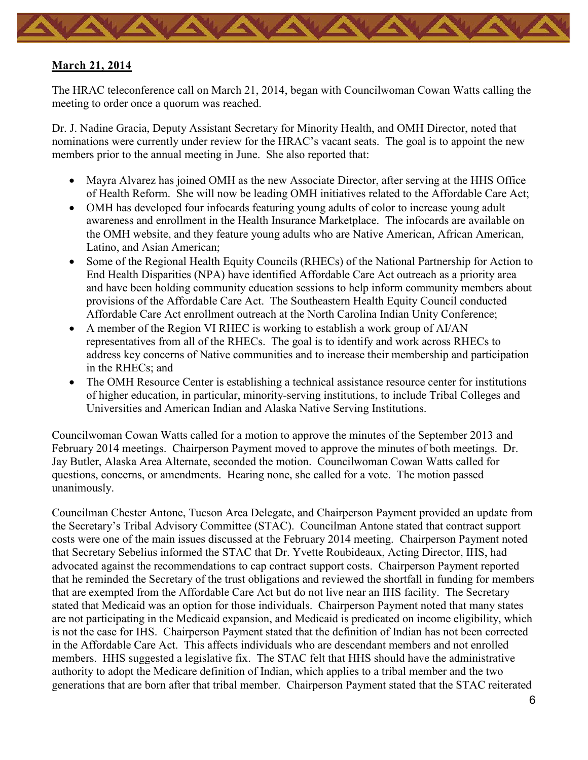**March 21, 2014**

The HRAC teleconference call on March 21, 2014, began with Councilwoman Cowan Watts calling the meeting to order once a quorum was reached.

Dr. J. Nadine Gracia, Deputy Assistant Secretary for Minority Health, and OMH Director, noted that nominations were currently under review for the HRAC's vacant seats. The goal is to appoint the new members prior to the annual meeting in June. She also reported that:

- Mayra Alvarez has joined OMH as the new Associate Director, after serving at the HHS Office of Health Reform. She will now be leading OMH initiatives related to the Affordable Care Act;
- OMH has developed four infocards featuring young adults of color to increase young adult awareness and enrollment in the Health Insurance Marketplace. The infocards are available on the OMH website, and they feature young adults who are Native American, African American, Latino, and Asian American;
- Some of the Regional Health Equity Councils (RHECs) of the National Partnership for Action to End Health Disparities (NPA) have identified Affordable Care Act outreach as a priority area and have been holding community education sessions to help inform community members about provisions of the Affordable Care Act. The Southeastern Health Equity Council conducted Affordable Care Act enrollment outreach at the North Carolina Indian Unity Conference;
- A member of the Region VI RHEC is working to establish a work group of AI/AN representatives from all of the RHECs. The goal is to identify and work across RHECs to address key concerns of Native communities and to increase their membership and participation in the RHECs; and
- The OMH Resource Center is establishing a technical assistance resource center for institutions of higher education, in particular, minority-serving institutions, to include Tribal Colleges and Universities and American Indian and Alaska Native Serving Institutions.

Councilwoman Cowan Watts called for a motion to approve the minutes of the September 2013 and February 2014 meetings. Chairperson Payment moved to approve the minutes of both meetings. Dr. Jay Butler, Alaska Area Alternate, seconded the motion. Councilwoman Cowan Watts called for questions, concerns, or amendments. Hearing none, she called for a vote. The motion passed unanimously.

Councilman Chester Antone, Tucson Area Delegate, and Chairperson Payment provided an update from the Secretary's Tribal Advisory Committee (STAC). Councilman Antone stated that contract support costs were one of the main issues discussed at the February 2014 meeting. Chairperson Payment noted that Secretary Sebelius informed the STAC that Dr. Yvette Roubideaux, Acting Director, IHS, had advocated against the recommendations to cap contract support costs. Chairperson Payment reported that he reminded the Secretary of the trust obligations and reviewed the shortfall in funding for members that are exempted from the Affordable Care Act but do not live near an IHS facility. The Secretary stated that Medicaid was an option for those individuals. Chairperson Payment noted that many states are not participating in the Medicaid expansion, and Medicaid is predicated on income eligibility, which is not the case for IHS. Chairperson Payment stated that the definition of Indian has not been corrected in the Affordable Care Act. This affects individuals who are descendant members and not enrolled members. HHS suggested a legislative fix. The STAC felt that HHS should have the administrative authority to adopt the Medicare definition of Indian, which applies to a tribal member and the two generations that are born after that tribal member. Chairperson Payment stated that the STAC reiterated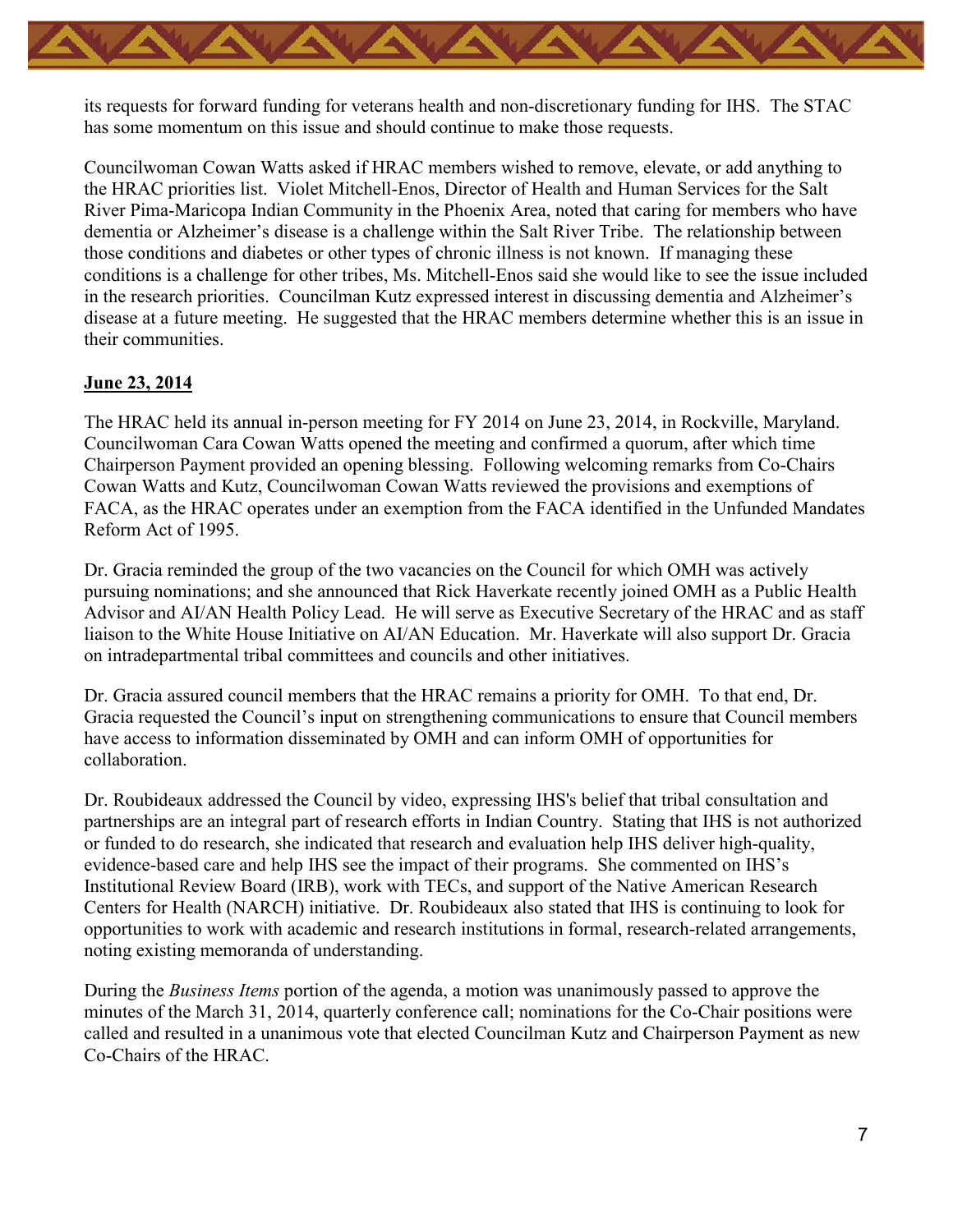its requests for forward funding for veterans health and non-discretionary funding for IHS. The STAC has some momentum on this issue and should continue to make those requests.

Councilwoman Cowan Watts asked if HRAC members wished to remove, elevate, or add anything to the HRAC priorities list. Violet Mitchell-Enos, Director of Health and Human Services for the Salt River Pima-Maricopa Indian Community in the Phoenix Area, noted that caring for members who have dementia or Alzheimer's disease is a challenge within the Salt River Tribe. The relationship between those conditions and diabetes or other types of chronic illness is not known. If managing these conditions is a challenge for other tribes, Ms. Mitchell-Enos said she would like to see the issue included in the research priorities. Councilman Kutz expressed interest in discussing dementia and Alzheimer's disease at a future meeting. He suggested that the HRAC members determine whether this is an issue in their communities.

**June 23, 2014**

The HRAC held its annual in-person meeting for FY 2014 on June 23, 2014, in Rockville, Maryland. Councilwoman Cara Cowan Watts opened the meeting and confirmed a quorum, after which time Chairperson Payment provided an opening blessing. Following welcoming remarks from Co-Chairs Cowan Watts and Kutz, Councilwoman Cowan Watts reviewed the provisions and exemptions of FACA, as the HRAC operates under an exemption from the FACA identified in the Unfunded Mandates Reform Act of 1995.

Dr. Gracia reminded the group of the two vacancies on the Council for which OMH was actively pursuing nominations; and she announced that Rick Haverkate recently joined OMH as a Public Health Advisor and AI/AN Health Policy Lead. He will serve as Executive Secretary of the HRAC and as staff liaison to the White House Initiative on AI/AN Education. Mr. Haverkate will also support Dr. Gracia on intradepartmental tribal committees and councils and other initiatives.

Dr. Gracia assured council members that the HRAC remains a priority for OMH. To that end, Dr. Gracia requested the Council's input on strengthening communications to ensure that Council members have access to information disseminated by OMH and can inform OMH of opportunities for collaboration.

Dr. Roubideaux addressed the Council by video, expressing IHS's belief that tribal consultation and partnerships are an integral part of research efforts in Indian Country. Stating that IHS is not authorized or funded to do research, she indicated that research and evaluation help IHS deliver high-quality, evidence-based care and help IHS see the impact of their programs. She commented on IHS's Institutional Review Board (IRB), work with TECs, and support of the Native American Research Centers for Health (NARCH) initiative. Dr. Roubideaux also stated that IHS is continuing to look for opportunities to work with academic and research institutions in formal, research-related arrangements, noting existing memoranda of understanding.

During the *Business Items* portion of the agenda, a motion was unanimously passed to approve the minutes of the March 31, 2014, quarterly conference call; nominations for the Co-Chair positions were called and resulted in a unanimous vote that elected Councilman Kutz and Chairperson Payment as new Co-Chairs of the HRAC.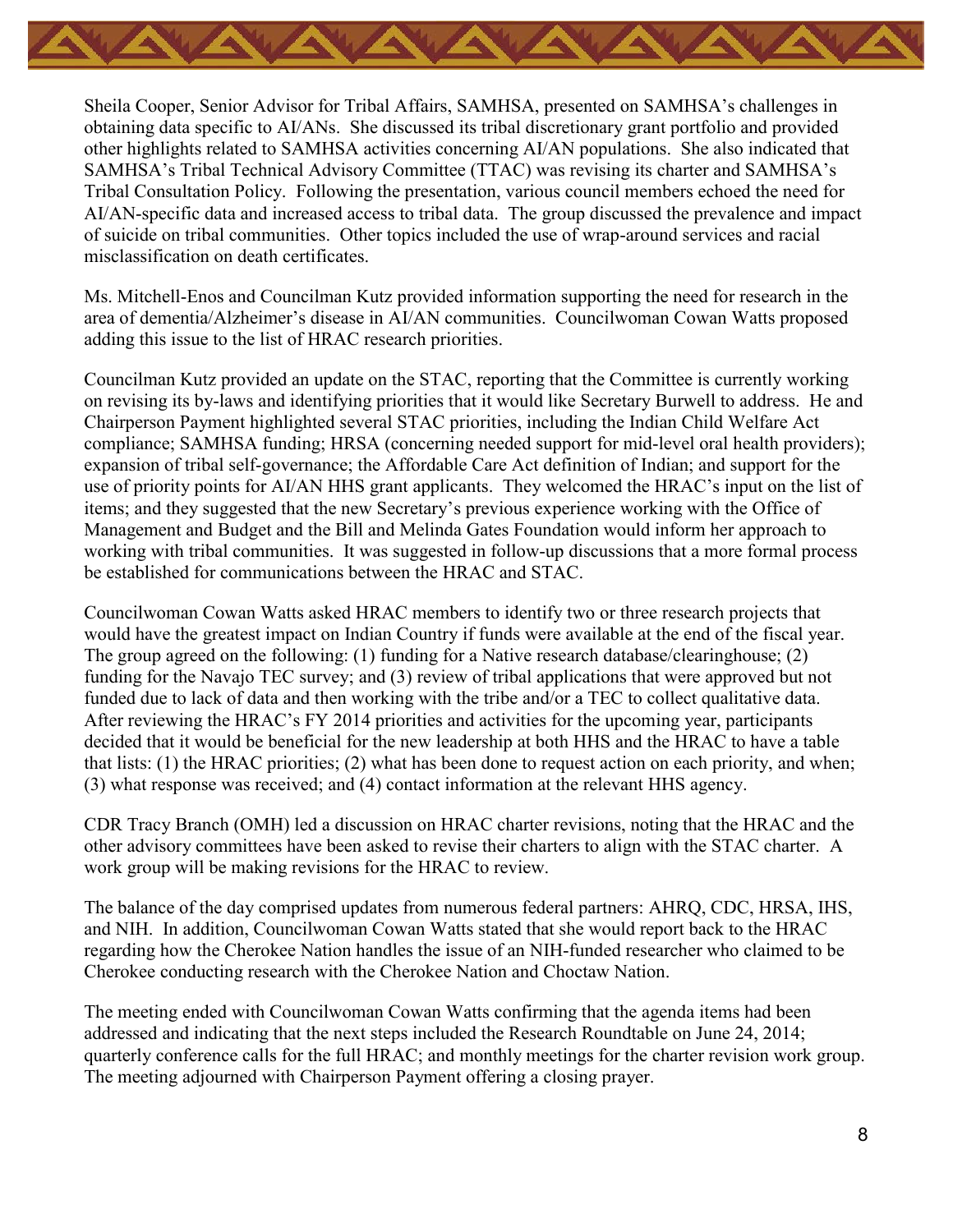Sheila Cooper, Senior Advisor for Tribal Affairs, SAMHSA, presented on SAMHSA's challenges in obtaining data specific to AI/ANs. She discussed its tribal discretionary grant portfolio and provided other highlights related to SAMHSA activities concerning AI/AN populations. She also indicated that SAMHSA's Tribal Technical Advisory Committee (TTAC) was revising its charter and SAMHSA's Tribal Consultation Policy. Following the presentation, various council members echoed the need for AI/AN-specific data and increased access to tribal data. The group discussed the prevalence and impact of suicide on tribal communities. Other topics included the use of wrap-around services and racial misclassification on death certificates.

Ms. Mitchell-Enos and Councilman Kutz provided information supporting the need for research in the area of dementia/Alzheimer's disease in AI/AN communities. Councilwoman Cowan Watts proposed adding this issue to the list of HRAC research priorities.

Councilman Kutz provided an update on the STAC, reporting that the Committee is currently working on revising its by-laws and identifying priorities that it would like Secretary Burwell to address. He and Chairperson Payment highlighted several STAC priorities, including the Indian Child Welfare Act compliance; SAMHSA funding; HRSA (concerning needed support for mid-level oral health providers); expansion of tribal self-governance; the Affordable Care Act definition of Indian; and support for the use of priority points for AI/AN HHS grant applicants. They welcomed the HRAC's input on the list of items; and they suggested that the new Secretary's previous experience working with the Office of Management and Budget and the Bill and Melinda Gates Foundation would inform her approach to working with tribal communities. It was suggested in follow-up discussions that a more formal process be established for communications between the HRAC and STAC.

Councilwoman Cowan Watts asked HRAC members to identify two or three research projects that would have the greatest impact on Indian Country if funds were available at the end of the fiscal year. The group agreed on the following: (1) funding for a Native research database/clearinghouse; (2) funding for the Navajo TEC survey; and (3) review of tribal applications that were approved but not funded due to lack of data and then working with the tribe and/or a TEC to collect qualitative data. After reviewing the HRAC's FY 2014 priorities and activities for the upcoming year, participants decided that it would be beneficial for the new leadership at both HHS and the HRAC to have a table that lists: (1) the HRAC priorities; (2) what has been done to request action on each priority, and when; (3) what response was received; and (4) contact information at the relevant HHS agency.

CDR Tracy Branch (OMH) led a discussion on HRAC charter revisions, noting that the HRAC and the other advisory committees have been asked to revise their charters to align with the STAC charter. A work group will be making revisions for the HRAC to review.

The balance of the day comprised updates from numerous federal partners: AHRQ, CDC, HRSA, IHS, and NIH. In addition, Councilwoman Cowan Watts stated that she would report back to the HRAC regarding how the Cherokee Nation handles the issue of an NIH-funded researcher who claimed to be Cherokee conducting research with the Cherokee Nation and Choctaw Nation.

The meeting ended with Councilwoman Cowan Watts confirming that the agenda items had been addressed and indicating that the next steps included the Research Roundtable on June 24, 2014; quarterly conference calls for the full HRAC; and monthly meetings for the charter revision work group. The meeting adjourned with Chairperson Payment offering a closing prayer.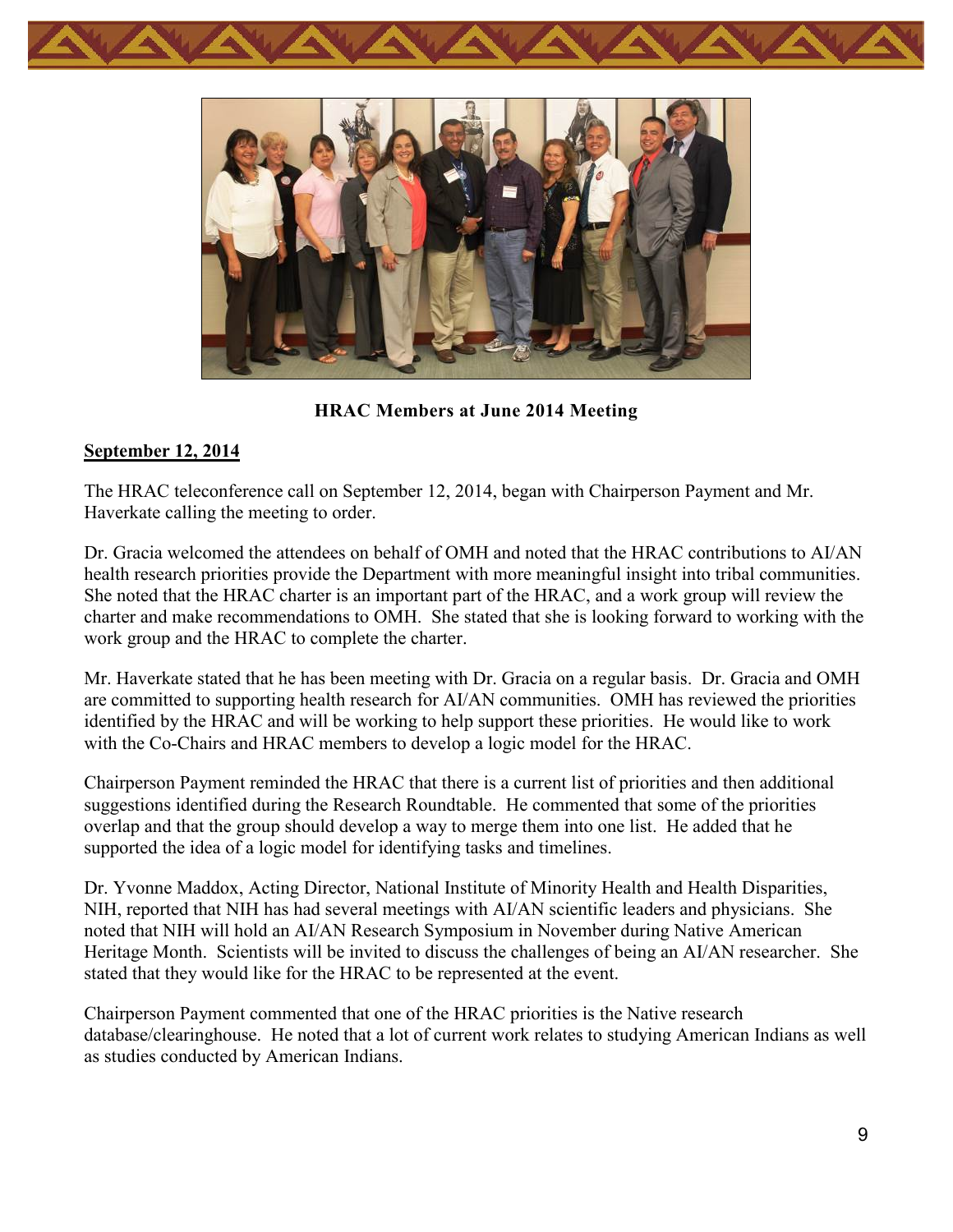**HRAC Members at June 2014 Meeting**

**<u>September 12, 2014</u>**

The HRAC teleconference call on September 12, 2014, began with Chairperson Payment and Mr. Haverkate calling the meeting to order.

Dr. Gracia welcomed the attendees on behalf of OMH and noted that the HRAC contributions to AI/AN health research priorities provide the Department with more meaningful insight into tribal communities. She noted that the HRAC charter is an important part of the HRAC, and a work group will review the charter and make recommendations to OMH. She stated that she is looking forward to working with the work group and the HRAC to complete the charter.

Mr. Haverkate stated that he has been meeting with Dr. Gracia on a regular basis. Dr. Gracia and OMH are committed to supporting health research for AI/AN communities. OMH has reviewed the priorities identified by the HRAC and will be working to help support these priorities. He would like to work with the Co-Chairs and HRAC members to develop a logic model for the HRAC.

Chairperson Payment reminded the HRAC that there is a current list of priorities and then additional suggestions identified during the Research Roundtable. He commented that some of the priorities overlap and that the group should develop a way to merge them into one list. He added that he supported the idea of a logic model for identifying tasks and timelines.

Dr. Yvonne Maddox, Acting Director, National Institute of Minority Health and Health Disparities, NIH, reported that NIH has had several meetings with AI/AN scientific leaders and physicians. She noted that NIH will hold an AI/AN Research Symposium in November during Native American Heritage Month. Scientists will be invited to discuss the challenges of being an AI/AN researcher. She stated that they would like for the HRAC to be represented at the event.

Chairperson Payment commented that one of the HRAC priorities is the Native research database/clearinghouse. He noted that a lot of current work relates to studying American Indians as well as studies conducted by American Indians.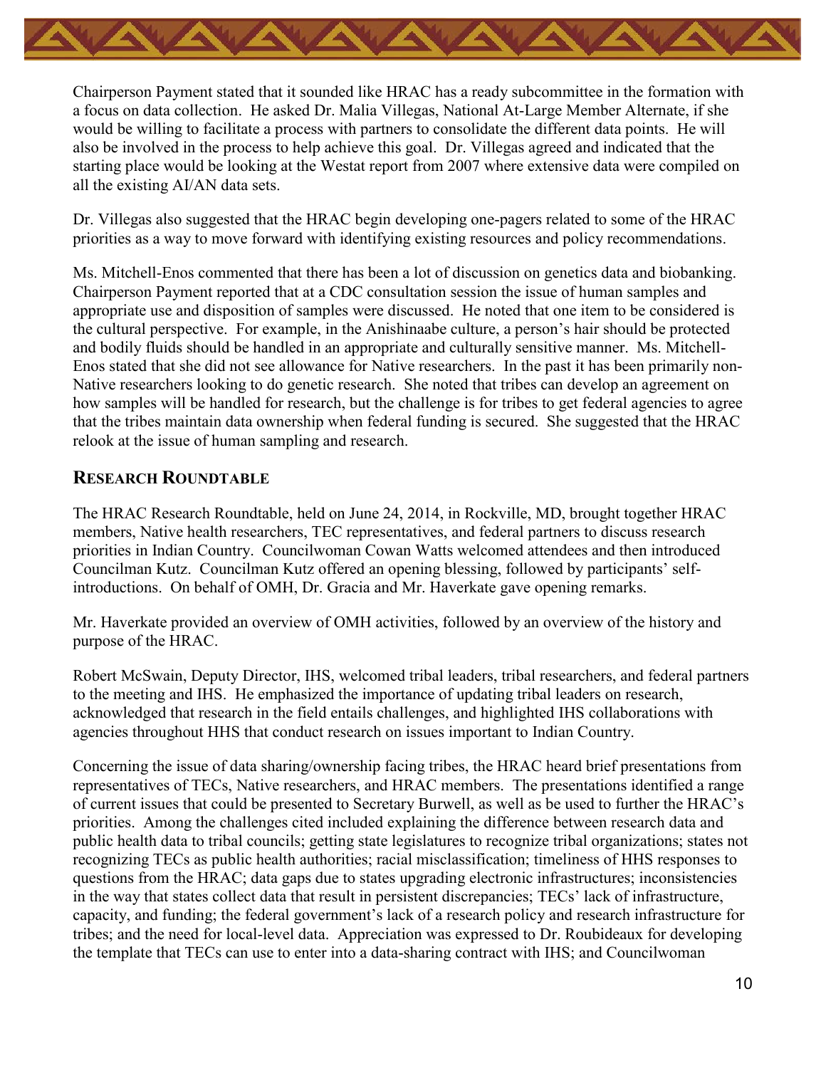Chairperson Payment stated that it sounded like HRAC has a ready subcommittee in the formation with a focus on data collection. He asked Dr. Malia Villegas, National At-Large Member Alternate, if she would be willing to facilitate a process with partners to consolidate the different data points. He will also be involved in the process to help achieve this goal. Dr. Villegas agreed and indicated that the starting place would be looking at the Westat report from 2007 where extensive data were compiled on all the existing AI/AN data sets.

Dr. Villegas also suggested that the HRAC begin developing one-pagers related to some of the HRAC priorities as a way to move forward with identifying existing resources and policy recommendations.

Ms. Mitchell-Enos commented that there has been a lot of discussion on genetics data and biobanking. Chairperson Payment reported that at a CDC consultation session the issue of human samples and appropriate use and disposition of samples were discussed. He noted that one item to be considered is the cultural perspective. For example, in the Anishinaabe culture, a person's hair should be protected and bodily fluids should be handled in an appropriate and culturally sensitive manner. Ms. Mitchell-Enos stated that she did not see allowance for Native researchers. In the past it has been primarily non-Native researchers looking to do genetic research. She noted that tribes can develop an agreement on how samples will be handled for research, but the challenge is for tribes to get federal agencies to agree that the tribes maintain data ownership when federal funding is secured. She suggested that the HRAC relook at the issue of human sampling and research.

## RESEARCH ROUNDTABLE

The HRAC Research Roundtable, held on June 24, 2014, in Rockville, MD, brought together HRAC members, Native health researchers, TEC representatives, and federal partners to discuss research priorities in Indian Country. Councilwoman Cowan Watts welcomed attendees and then introduced Councilman Kutz. Councilman Kutz offered an opening blessing, followed by participants' self-introductions. On behalf of OMH, Dr. Gracia and Mr. Haverkate gave opening remarks.

Mr. Haverkate provided an overview of OMH activities, followed by an overview of the history and purpose of the HRAC.

Robert McSwain, Deputy Director, IHS, welcomed tribal leaders, tribal researchers, and federal partners to the meeting and IHS. He emphasized the importance of updating tribal leaders on research, acknowledged that research in the field entails challenges, and highlighted IHS collaborations with agencies throughout HHS that conduct research on issues important to Indian Country.

Concerning the issue of data sharing/ownership facing tribes, the HRAC heard brief presentations from representatives of TECs, Native researchers, and HRAC members. The presentations identified a range of current issues that could be presented to Secretary Burwell, as well as be used to further the HRAC's priorities. Among the challenges cited included explaining the difference between research data and public health data to tribal councils; getting state legislatures to recognize tribal organizations; states not recognizing TECs as public health authorities; racial misclassification; timeliness of HHS responses to questions from the HRAC; data gaps due to states upgrading electronic infrastructures; inconsistencies in the way that states collect data that result in persistent discrepancies; TECs' lack of infrastructure, capacity, and funding; the federal government's lack of a research policy and research infrastructure for tribes; and the need for local-level data. Appreciation was expressed to Dr. Roubideaux for developing the template that TECs can use to enter into a data-sharing contract with IHS; and Councilwoman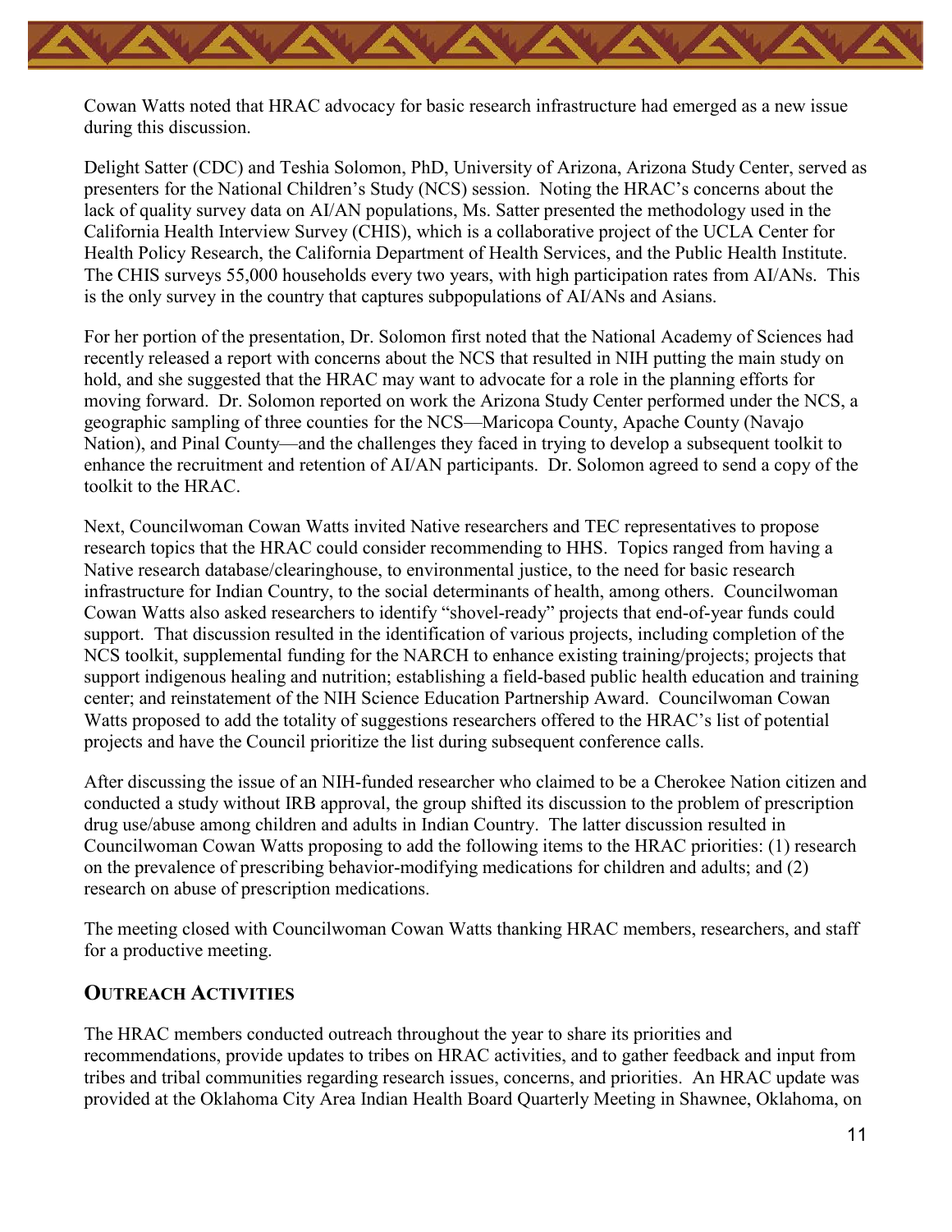Cowan Watts noted that HRAC advocacy for basic research infrastructure had emerged as a new issue during this discussion.

Delight Satter (CDC) and Teshia Solomon, PhD, University of Arizona, Arizona Study Center, served as presenters for the National Children's Study (NCS) session. Noting the HRAC's concerns about the lack of quality survey data on AI/AN populations, Ms. Satter presented the methodology used in the California Health Interview Survey (CHIS), which is a collaborative project of the UCLA Center for Health Policy Research, the California Department of Health Services, and the Public Health Institute. The CHIS surveys 55,000 households every two years, with high participation rates from AI/ANs. This is the only survey in the country that captures subpopulations of AI/ANs and Asians.

For her portion of the presentation, Dr. Solomon first noted that the National Academy of Sciences had recently released a report with concerns about the NCS that resulted in NIH putting the main study on hold, and she suggested that the HRAC may want to advocate for a role in the planning efforts for moving forward. Dr. Solomon reported on work the Arizona Study Center performed under the NCS, a geographic sampling of three counties for the NCS—Maricopa County, Apache County (Navajo Nation), and Pinal County—and the challenges they faced in trying to develop a subsequent toolkit to enhance the recruitment and retention of AI/AN participants. Dr. Solomon agreed to send a copy of the toolkit to the HRAC.

Next, Councilwoman Cowan Watts invited Native researchers and TEC representatives to propose research topics that the HRAC could consider recommending to HHS. Topics ranged from having a Native research database/clearinghouse, to environmental justice, to the need for basic research infrastructure for Indian Country, to the social determinants of health, among others. Councilwoman Cowan Watts also asked researchers to identify "shovel-ready" projects that end-of-year funds could support. That discussion resulted in the identification of various projects, including completion of the NCS toolkit, supplemental funding for the NARCH to enhance existing training/projects; projects that support indigenous healing and nutrition; establishing a field-based public health education and training center; and reinstatement of the NIH Science Education Partnership Award. Councilwoman Cowan Watts proposed to add the totality of suggestions researchers offered to the HRAC's list of potential projects and have the Council prioritize the list during subsequent conference calls.

After discussing the issue of an NIH-funded researcher who claimed to be a Cherokee Nation citizen and conducted a study without IRB approval, the group shifted its discussion to the problem of prescription drug use/abuse among children and adults in Indian Country. The latter discussion resulted in Councilwoman Cowan Watts proposing to add the following items to the HRAC priorities: (1) research on the prevalence of prescribing behavior-modifying medications for children and adults; and (2) research on abuse of prescription medications.

The meeting closed with Councilwoman Cowan Watts thanking HRAC members, researchers, and staff for a productive meeting.

## OUTREACH ACTIVITIES

The HRAC members conducted outreach throughout the year to share its priorities and recommendations, provide updates to tribes on HRAC activities, and to gather feedback and input from tribes and tribal communities regarding research issues, concerns, and priorities. An HRAC update was provided at the Oklahoma City Area Indian Health Board Quarterly Meeting in Shawnee, Oklahoma, on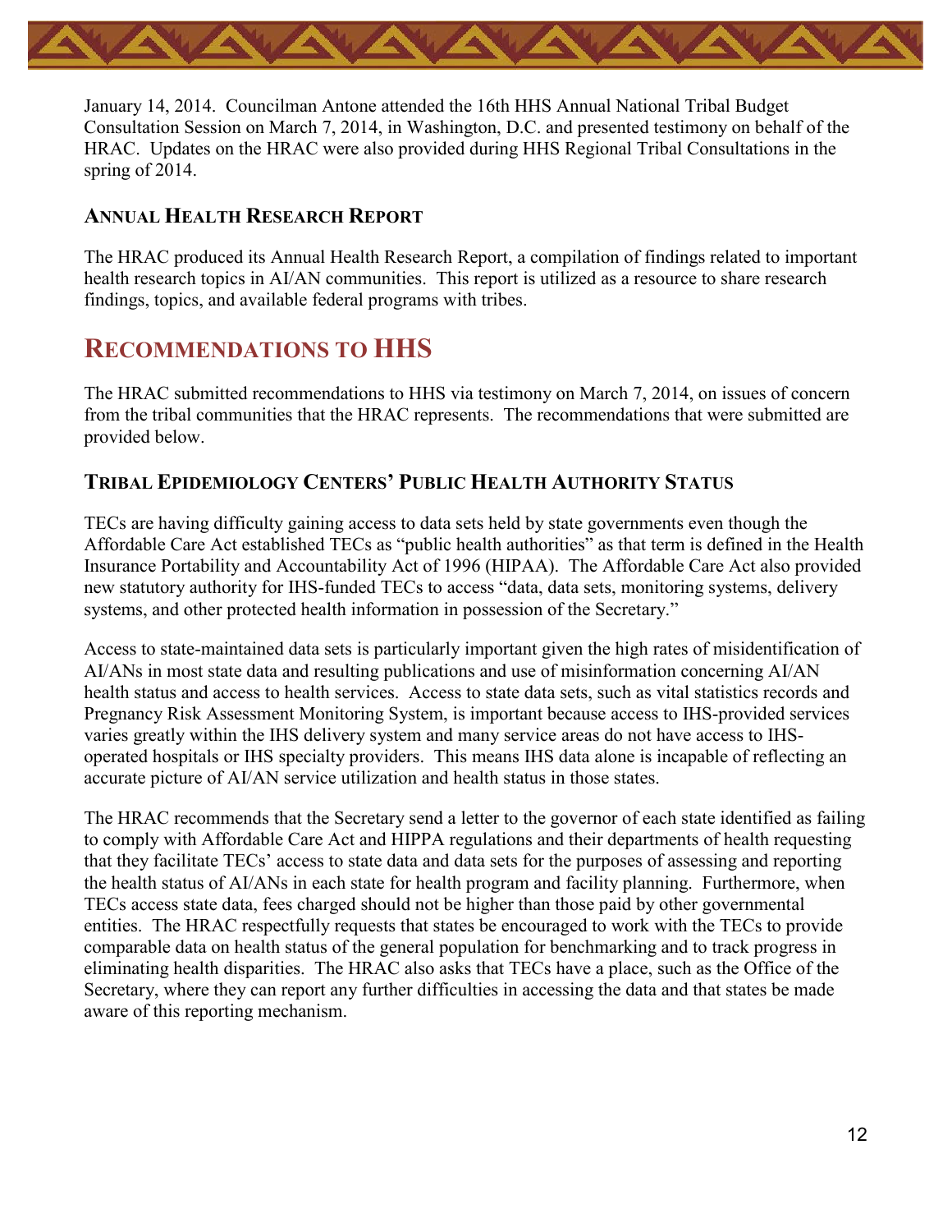January 14, 2014. Councilman Antone attended the 16th HHS Annual National Tribal Budget Consultation Session on March 7, 2014, in Washington, D.C. and presented testimony on behalf of the HRAC. Updates on the HRAC were also provided during HHS Regional Tribal Consultations in the spring of 2014.

### Annual Health Research Report

The HRAC produced its Annual Health Research Report, a compilation of findings related to important health research topics in AI/AN communities. This report is utilized as a resource to share research findings, topics, and available federal programs with tribes.

## Recommendations to HHS

The HRAC submitted recommendations to HHS via testimony on March 7, 2014, on issues of concern from the tribal communities that the HRAC represents. The recommendations that were submitted are provided below.

### Tribal Epidemiology Centers' Public Health Authority Status

TECs are having difficulty gaining access to data sets held by state governments even though the Affordable Care Act established TECs as "public health authorities" as that term is defined in the Health Insurance Portability and Accountability Act of 1996 (HIPAA). The Affordable Care Act also provided new statutory authority for IHS-funded TECs to access "data, data sets, monitoring systems, delivery systems, and other protected health information in possession of the Secretary."

Access to state-maintained data sets is particularly important given the high rates of misidentification of AI/ANs in most state data and resulting publications and use of misinformation concerning AI/AN health status and access to health services. Access to state data sets, such as vital statistics records and Pregnancy Risk Assessment Monitoring System, is important because access to IHS-provided services varies greatly within the IHS delivery system and many service areas do not have access to IHS-operated hospitals or IHS specialty providers. This means IHS data alone is incapable of reflecting an accurate picture of AI/AN service utilization and health status in those states.

The HRAC recommends that the Secretary send a letter to the governor of each state identified as failing to comply with Affordable Care Act and HIPPA regulations and their departments of health requesting that they facilitate TECs' access to state data and data sets for the purposes of assessing and reporting the health status of AI/ANs in each state for health program and facility planning. Furthermore, when TECs access state data, fees charged should not be higher than those paid by other governmental entities. The HRAC respectfully requests that states be encouraged to work with the TECs to provide comparable data on health status of the general population for benchmarking and to track progress in eliminating health disparities. The HRAC also asks that TECs have a place, such as the Office of the Secretary, where they can report any further difficulties in accessing the data and that states be made aware of this reporting mechanism.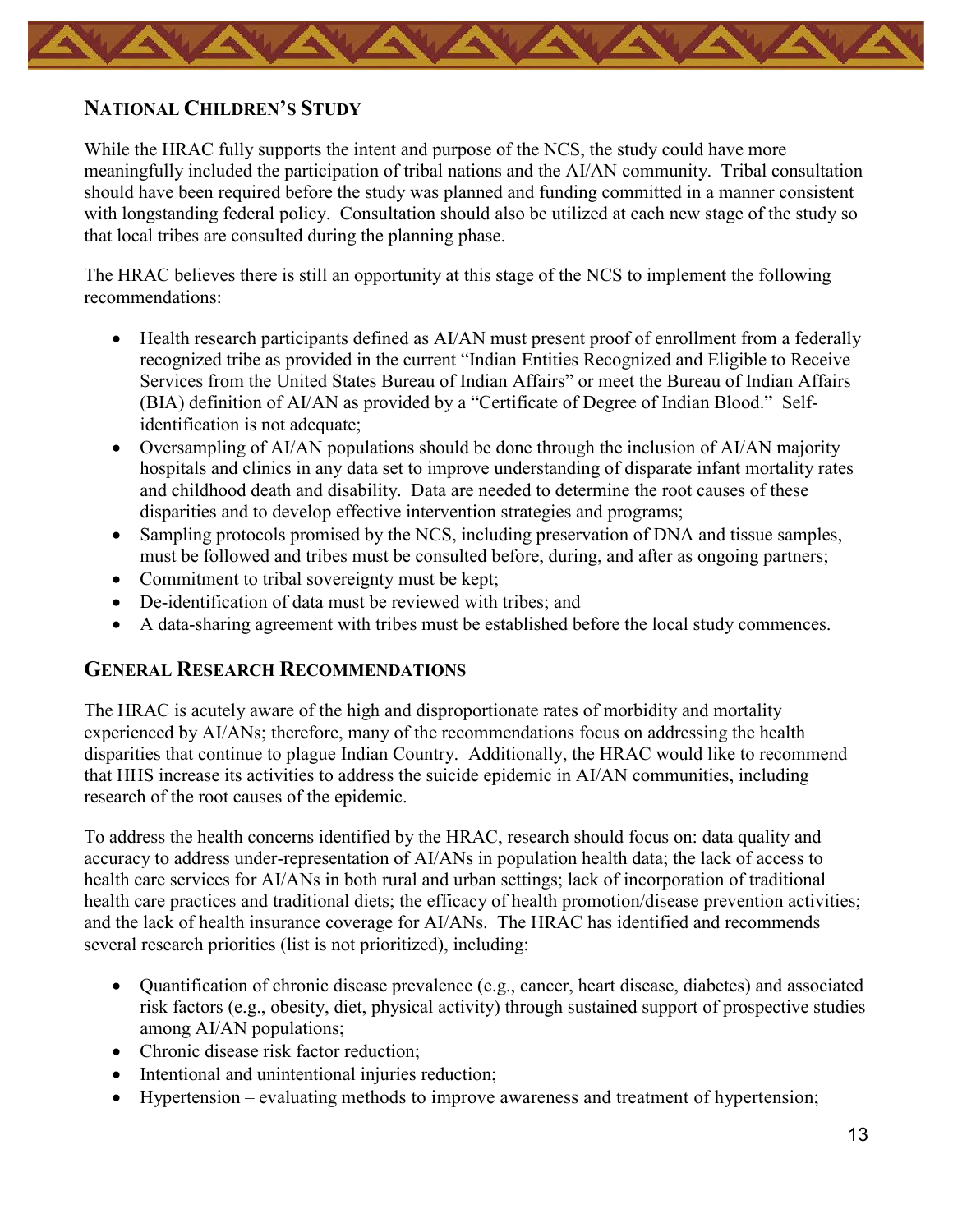## National Children's Study

While the HRAC fully supports the intent and purpose of the NCS, the study could have more meaningfully included the participation of tribal nations and the AI/AN community. Tribal consultation should have been required before the study was planned and funding committed in a manner consistent with longstanding federal policy. Consultation should also be utilized at each new stage of the study so that local tribes are consulted during the planning phase.

The HRAC believes there is still an opportunity at this stage of the NCS to implement the following recommendations:

- Health research participants defined as AI/AN must present proof of enrollment from a federally recognized tribe as provided in the current "Indian Entities Recognized and Eligible to Receive Services from the United States Bureau of Indian Affairs" or meet the Bureau of Indian Affairs (BIA) definition of AI/AN as provided by a "Certificate of Degree of Indian Blood." Self-identification is not adequate;
- Oversampling of AI/AN populations should be done through the inclusion of AI/AN majority hospitals and clinics in any data set to improve understanding of disparate infant mortality rates and childhood death and disability. Data are needed to determine the root causes of these disparities and to develop effective intervention strategies and programs;
- Sampling protocols promised by the NCS, including preservation of DNA and tissue samples, must be followed and tribes must be consulted before, during, and after as ongoing partners;
- Commitment to tribal sovereignty must be kept;
- De-identification of data must be reviewed with tribes; and
- A data-sharing agreement with tribes must be established before the local study commences.

## General Research Recommendations

The HRAC is acutely aware of the high and disproportionate rates of morbidity and mortality experienced by AI/ANs; therefore, many of the recommendations focus on addressing the health disparities that continue to plague Indian Country. Additionally, the HRAC would like to recommend that HHS increase its activities to address the suicide epidemic in AI/AN communities, including research of the root causes of the epidemic.

To address the health concerns identified by the HRAC, research should focus on: data quality and accuracy to address under-representation of AI/ANs in population health data; the lack of access to health care services for AI/ANs in both rural and urban settings; lack of incorporation of traditional health care practices and traditional diets; the efficacy of health promotion/disease prevention activities; and the lack of health insurance coverage for AI/ANs. The HRAC has identified and recommends several research priorities (list is not prioritized), including:

- Quantification of chronic disease prevalence (e.g., cancer, heart disease, diabetes) and associated risk factors (e.g., obesity, diet, physical activity) through sustained support of prospective studies among AI/AN populations;
- Chronic disease risk factor reduction;
- Intentional and unintentional injuries reduction;
- Hypertension – evaluating methods to improve awareness and treatment of hypertension;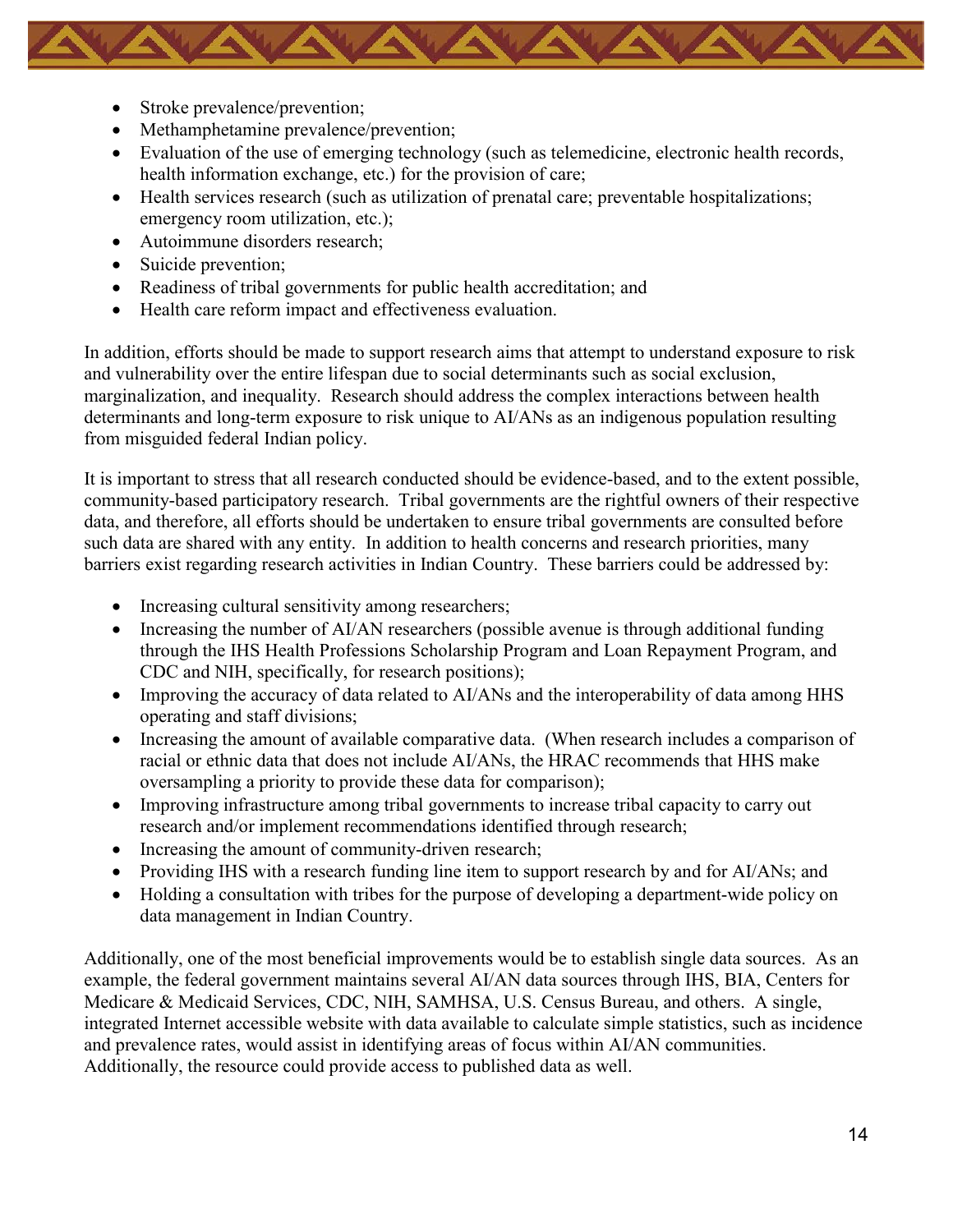- Stroke prevalence/prevention;
- Methamphetamine prevalence/prevention;
- Evaluation of the use of emerging technology (such as telemedicine, electronic health records, health information exchange, etc.) for the provision of care;
- Health services research (such as utilization of prenatal care; preventable hospitalizations; emergency room utilization, etc.);
- Autoimmune disorders research;
- Suicide prevention;
- Readiness of tribal governments for public health accreditation; and
- Health care reform impact and effectiveness evaluation.

In addition, efforts should be made to support research aims that attempt to understand exposure to risk and vulnerability over the entire lifespan due to social determinants such as social exclusion, marginalization, and inequality. Research should address the complex interactions between health determinants and long-term exposure to risk unique to AI/ANs as an indigenous population resulting from misguided federal Indian policy.

It is important to stress that all research conducted should be evidence-based, and to the extent possible, community-based participatory research. Tribal governments are the rightful owners of their respective data, and therefore, all efforts should be undertaken to ensure tribal governments are consulted before such data are shared with any entity. In addition to health concerns and research priorities, many barriers exist regarding research activities in Indian Country. These barriers could be addressed by:

- Increasing cultural sensitivity among researchers;
- Increasing the number of AI/AN researchers (possible avenue is through additional funding through the IHS Health Professions Scholarship Program and Loan Repayment Program, and CDC and NIH, specifically, for research positions);
- Improving the accuracy of data related to AI/ANs and the interoperability of data among HHS operating and staff divisions;
- Increasing the amount of available comparative data. (When research includes a comparison of racial or ethnic data that does not include AI/ANs, the HRAC recommends that HHS make oversampling a priority to provide these data for comparison);
- Improving infrastructure among tribal governments to increase tribal capacity to carry out research and/or implement recommendations identified through research;
- Increasing the amount of community-driven research;
- Providing IHS with a research funding line item to support research by and for AI/ANs; and
- Holding a consultation with tribes for the purpose of developing a department-wide policy on data management in Indian Country.

Additionally, one of the most beneficial improvements would be to establish single data sources. As an example, the federal government maintains several AI/AN data sources through IHS, BIA, Centers for Medicare & Medicaid Services, CDC, NIH, SAMHSA, U.S. Census Bureau, and others. A single, integrated Internet accessible website with data available to calculate simple statistics, such as incidence and prevalence rates, would assist in identifying areas of focus within AI/AN communities. Additionally, the resource could provide access to published data as well.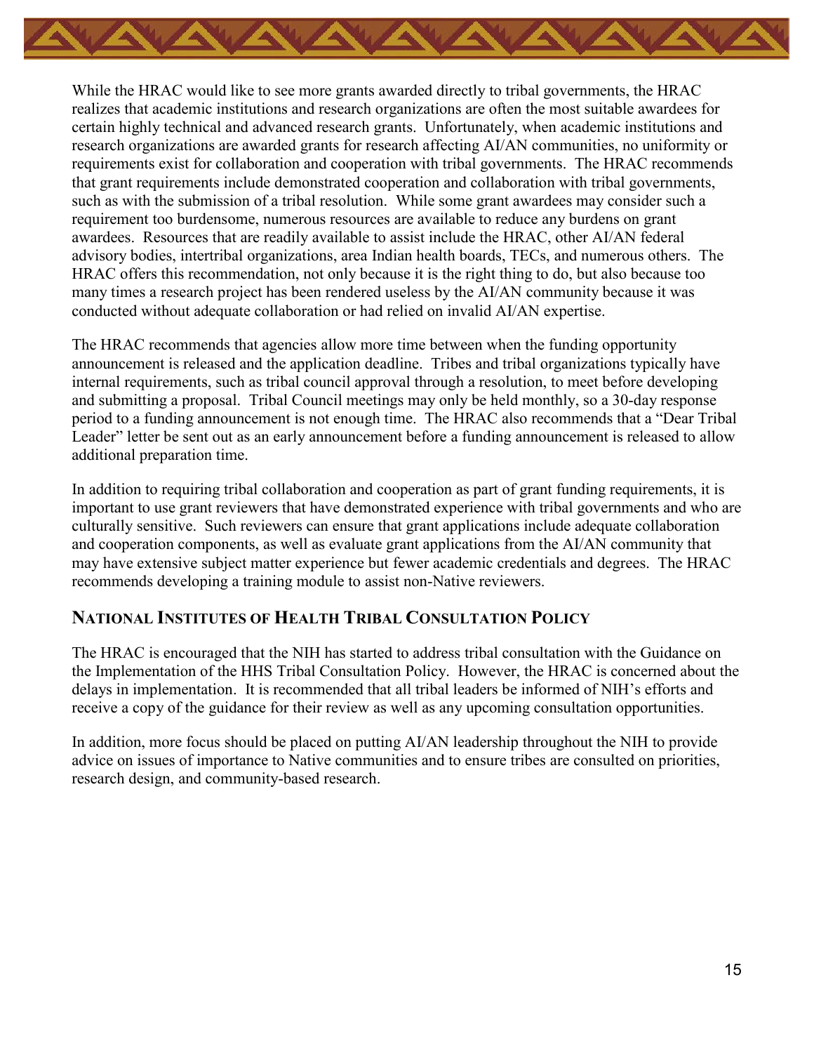While the HRAC would like to see more grants awarded directly to tribal governments, the HRAC realizes that academic institutions and research organizations are often the most suitable awardees for certain highly technical and advanced research grants. Unfortunately, when academic institutions and research organizations are awarded grants for research affecting AI/AN communities, no uniformity or requirements exist for collaboration and cooperation with tribal governments. The HRAC recommends that grant requirements include demonstrated cooperation and collaboration with tribal governments, such as with the submission of a tribal resolution. While some grant awardees may consider such a requirement too burdensome, numerous resources are available to reduce any burdens on grant awardees. Resources that are readily available to assist include the HRAC, other AI/AN federal advisory bodies, intertribal organizations, area Indian health boards, TECs, and numerous others. The HRAC offers this recommendation, not only because it is the right thing to do, but also because too many times a research project has been rendered useless by the AI/AN community because it was conducted without adequate collaboration or had relied on invalid AI/AN expertise.

The HRAC recommends that agencies allow more time between when the funding opportunity announcement is released and the application deadline. Tribes and tribal organizations typically have internal requirements, such as tribal council approval through a resolution, to meet before developing and submitting a proposal. Tribal Council meetings may only be held monthly, so a 30-day response period to a funding announcement is not enough time. The HRAC also recommends that a "Dear Tribal Leader" letter be sent out as an early announcement before a funding announcement is released to allow additional preparation time.

In addition to requiring tribal collaboration and cooperation as part of grant funding requirements, it is important to use grant reviewers that have demonstrated experience with tribal governments and who are culturally sensitive. Such reviewers can ensure that grant applications include adequate collaboration and cooperation components, as well as evaluate grant applications from the AI/AN community that may have extensive subject matter experience but fewer academic credentials and degrees. The HRAC recommends developing a training module to assist non-Native reviewers.

## National Institutes of Health Tribal Consultation Policy

The HRAC is encouraged that the NIH has started to address tribal consultation with the Guidance on the Implementation of the HHS Tribal Consultation Policy. However, the HRAC is concerned about the delays in implementation. It is recommended that all tribal leaders be informed of NIH's efforts and receive a copy of the guidance for their review as well as any upcoming consultation opportunities.

In addition, more focus should be placed on putting AI/AN leadership throughout the NIH to provide advice on issues of importance to Native communities and to ensure tribes are consulted on priorities, research design, and community-based research.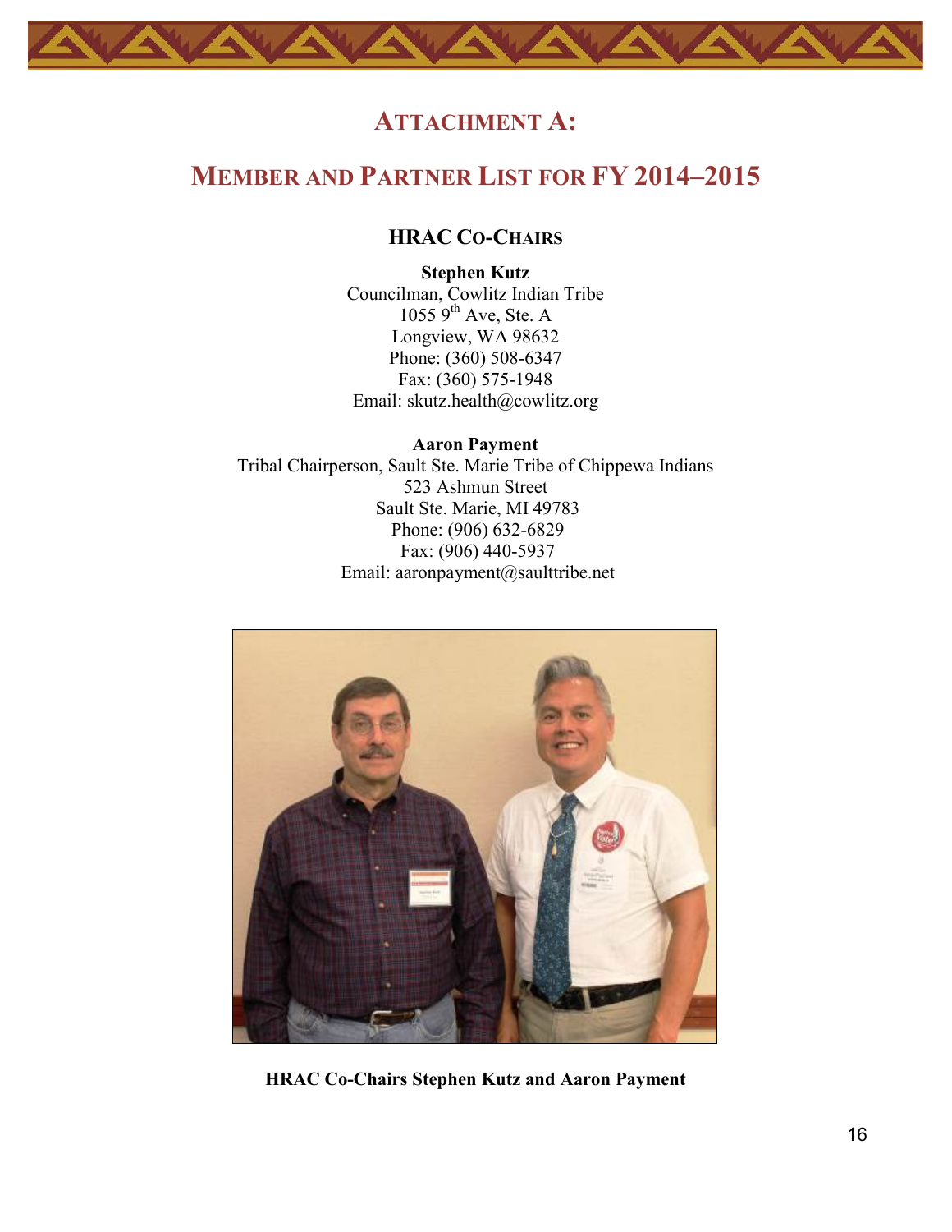# Attachment A:

# Member and Partner List for FY 2014–2015

### HRAC Co-Chairs

**Stephen Kutz**
Councilman, Cowlitz Indian Tribe
1055 9th Ave, Ste. A
Longview, WA 98632
Phone: (360) 508-6347
Fax: (360) 575-1948
Email: skutz.health@cowlitz.org

**Aaron Payment**
Tribal Chairperson, Sault Ste. Marie Tribe of Chippewa Indians
523 Ashmun Street
Sault Ste. Marie, MI 49783
Phone: (906) 632-6829
Fax: (906) 440-5937
Email: aaronpayment@saulttribe.net

**HRAC Co-Chairs Stephen Kutz and Aaron Payment**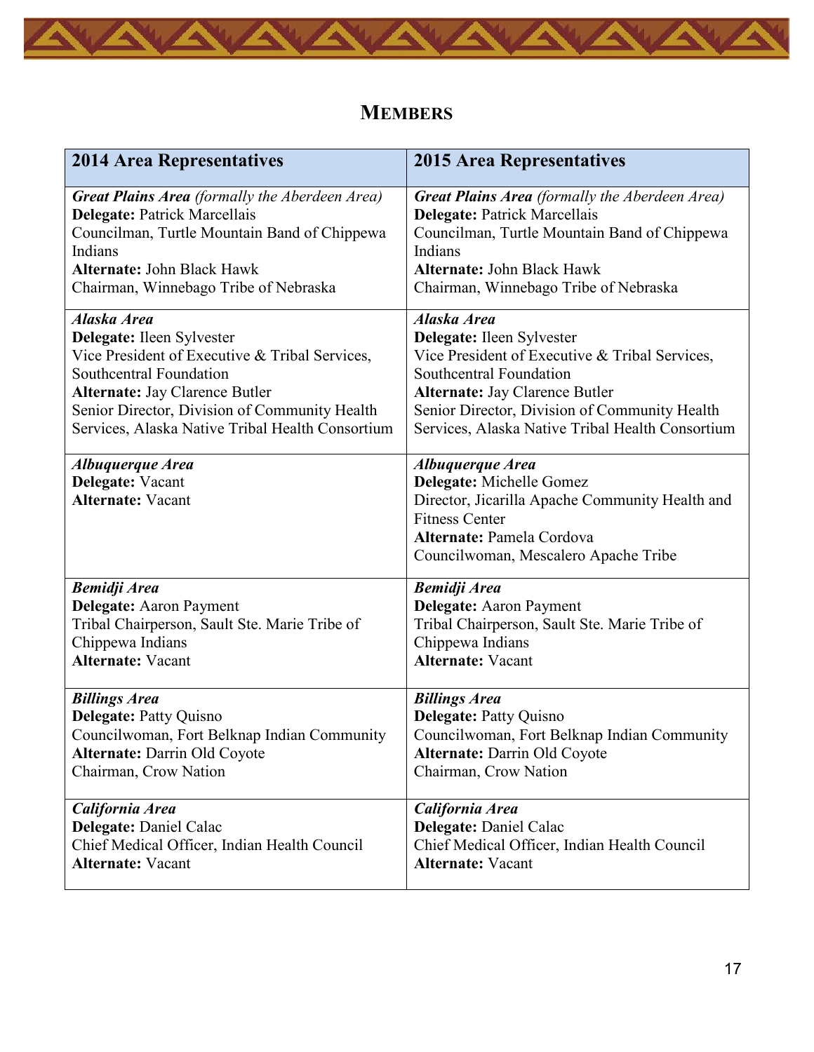## Members

| 2014 Area Representatives | 2015 Area Representatives |
|---|---|
| ***Great Plains Area*** *(formally the Aberdeen Area)*<br>**Delegate:** Patrick Marcellais<br>Councilman, Turtle Mountain Band of Chippewa Indians<br>**Alternate:** John Black Hawk<br>Chairman, Winnebago Tribe of Nebraska | ***Great Plains Area*** *(formally the Aberdeen Area)*<br>**Delegate:** Patrick Marcellais<br>Councilman, Turtle Mountain Band of Chippewa Indians<br>**Alternate:** John Black Hawk<br>Chairman, Winnebago Tribe of Nebraska |
| ***Alaska Area***<br>**Delegate:** Ileen Sylvester<br>Vice President of Executive & Tribal Services, Southcentral Foundation<br>**Alternate:** Jay Clarence Butler<br>Senior Director, Division of Community Health Services, Alaska Native Tribal Health Consortium | ***Alaska Area***<br>**Delegate:** Ileen Sylvester<br>Vice President of Executive & Tribal Services, Southcentral Foundation<br>**Alternate:** Jay Clarence Butler<br>Senior Director, Division of Community Health Services, Alaska Native Tribal Health Consortium |
| ***Albuquerque Area***<br>**Delegate:** Vacant<br>**Alternate:** Vacant | ***Albuquerque Area***<br>**Delegate:** Michelle Gomez<br>Director, Jicarilla Apache Community Health and Fitness Center<br>**Alternate:** Pamela Cordova<br>Councilwoman, Mescalero Apache Tribe |
| ***Bemidji Area***<br>**Delegate:** Aaron Payment<br>Tribal Chairperson, Sault Ste. Marie Tribe of Chippewa Indians<br>**Alternate:** Vacant | ***Bemidji Area***<br>**Delegate:** Aaron Payment<br>Tribal Chairperson, Sault Ste. Marie Tribe of Chippewa Indians<br>**Alternate:** Vacant |
| ***Billings Area***<br>**Delegate:** Patty Quisno<br>Councilwoman, Fort Belknap Indian Community<br>**Alternate:** Darrin Old Coyote<br>Chairman, Crow Nation | ***Billings Area***<br>**Delegate:** Patty Quisno<br>Councilwoman, Fort Belknap Indian Community<br>**Alternate:** Darrin Old Coyote<br>Chairman, Crow Nation |
| ***California Area***<br>**Delegate:** Daniel Calac<br>Chief Medical Officer, Indian Health Council<br>**Alternate:** Vacant | ***California Area***<br>**Delegate:** Daniel Calac<br>Chief Medical Officer, Indian Health Council<br>**Alternate:** Vacant |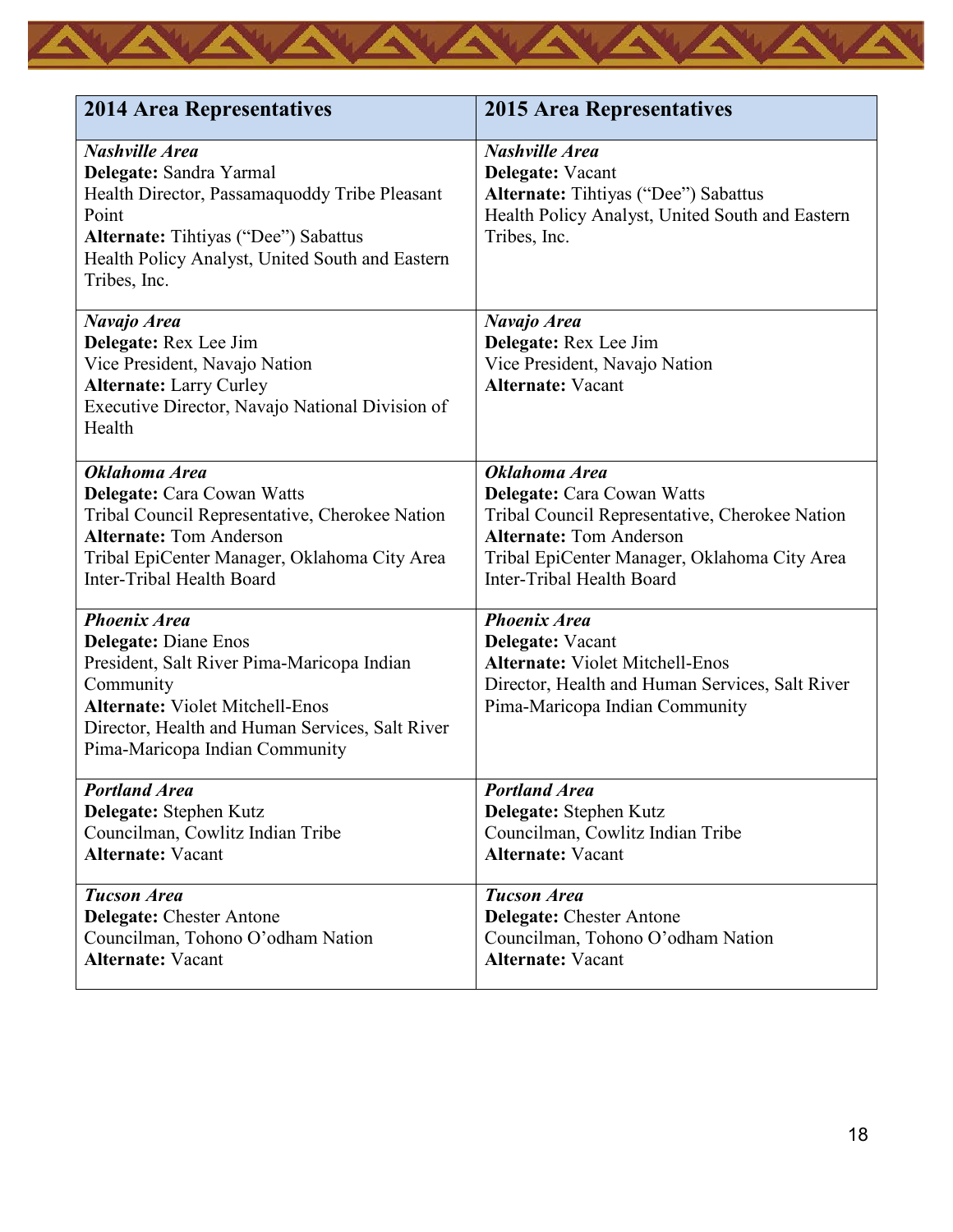| 2014 Area Representatives | 2015 Area Representatives |
|---|---|
| ***Nashville Area***<br>**Delegate:** Sandra Yarmal<br>Health Director, Passamaquoddy Tribe Pleasant Point<br>**Alternate:** Tihtiyas ("Dee") Sabattus<br>Health Policy Analyst, United South and Eastern Tribes, Inc. | ***Nashville Area***<br>**Delegate:** Vacant<br>**Alternate:** Tihtiyas ("Dee") Sabattus<br>Health Policy Analyst, United South and Eastern Tribes, Inc. |
| ***Navajo Area***<br>**Delegate:** Rex Lee Jim<br>Vice President, Navajo Nation<br>**Alternate:** Larry Curley<br>Executive Director, Navajo National Division of Health | ***Navajo Area***<br>**Delegate:** Rex Lee Jim<br>Vice President, Navajo Nation<br>**Alternate:** Vacant |
| ***Oklahoma Area***<br>**Delegate:** Cara Cowan Watts<br>Tribal Council Representative, Cherokee Nation<br>**Alternate:** Tom Anderson<br>Tribal EpiCenter Manager, Oklahoma City Area Inter-Tribal Health Board | ***Oklahoma Area***<br>**Delegate:** Cara Cowan Watts<br>Tribal Council Representative, Cherokee Nation<br>**Alternate:** Tom Anderson<br>Tribal EpiCenter Manager, Oklahoma City Area Inter-Tribal Health Board |
| ***Phoenix Area***<br>**Delegate:** Diane Enos<br>President, Salt River Pima-Maricopa Indian Community<br>**Alternate:** Violet Mitchell-Enos<br>Director, Health and Human Services, Salt River Pima-Maricopa Indian Community | ***Phoenix Area***<br>**Delegate:** Vacant<br>**Alternate:** Violet Mitchell-Enos<br>Director, Health and Human Services, Salt River Pima-Maricopa Indian Community |
| ***Portland Area***<br>**Delegate:** Stephen Kutz<br>Councilman, Cowlitz Indian Tribe<br>**Alternate:** Vacant | ***Portland Area***<br>**Delegate:** Stephen Kutz<br>Councilman, Cowlitz Indian Tribe<br>**Alternate:** Vacant |
| ***Tucson Area***<br>**Delegate:** Chester Antone<br>Councilman, Tohono O'odham Nation<br>**Alternate:** Vacant | ***Tucson Area***<br>**Delegate:** Chester Antone<br>Councilman, Tohono O'odham Nation<br>**Alternate:** Vacant |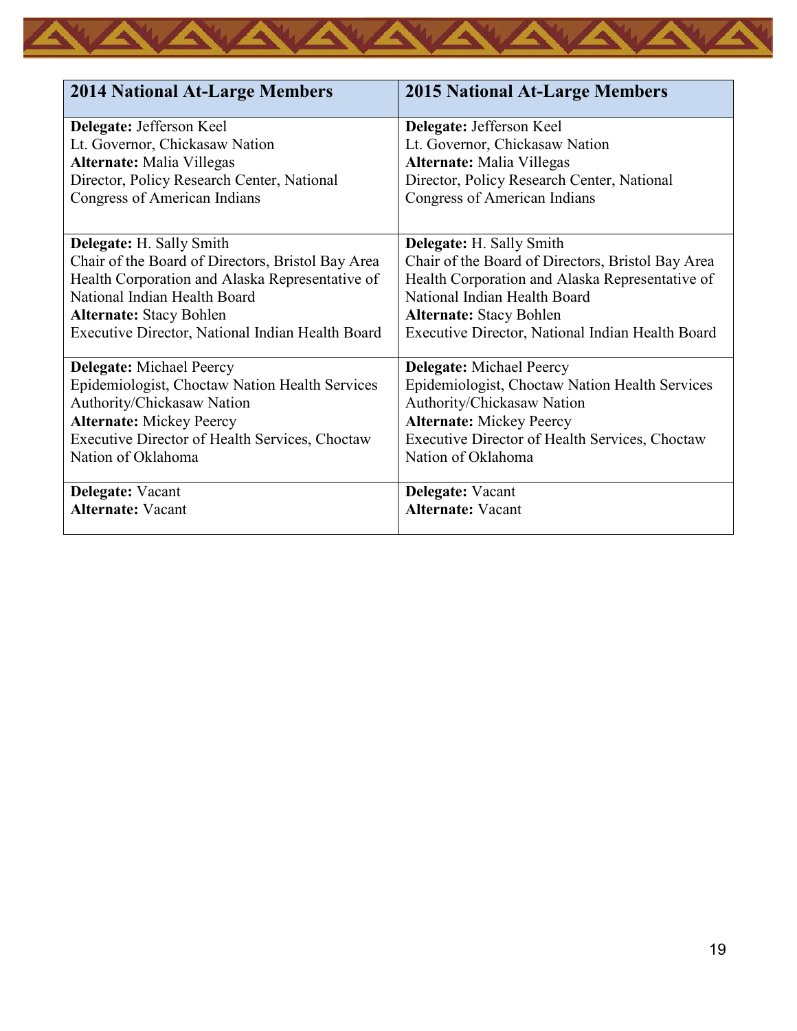| 2014 National At-Large Members | 2015 National At-Large Members |
| --- | --- |
| **Delegate:** Jefferson Keel<br>Lt. Governor, Chickasaw Nation<br>**Alternate:** Malia Villegas<br>Director, Policy Research Center, National Congress of American Indians | **Delegate:** Jefferson Keel<br>Lt. Governor, Chickasaw Nation<br>**Alternate:** Malia Villegas<br>Director, Policy Research Center, National Congress of American Indians |
| **Delegate:** H. Sally Smith<br>Chair of the Board of Directors, Bristol Bay Area Health Corporation and Alaska Representative of National Indian Health Board<br>**Alternate:** Stacy Bohlen<br>Executive Director, National Indian Health Board | **Delegate:** H. Sally Smith<br>Chair of the Board of Directors, Bristol Bay Area Health Corporation and Alaska Representative of National Indian Health Board<br>**Alternate:** Stacy Bohlen<br>Executive Director, National Indian Health Board |
| **Delegate:** Michael Peercy<br>Epidemiologist, Choctaw Nation Health Services Authority/Chickasaw Nation<br>**Alternate:** Mickey Peercy<br>Executive Director of Health Services, Choctaw Nation of Oklahoma | **Delegate:** Michael Peercy<br>Epidemiologist, Choctaw Nation Health Services Authority/Chickasaw Nation<br>**Alternate:** Mickey Peercy<br>Executive Director of Health Services, Choctaw Nation of Oklahoma |
| **Delegate:** Vacant<br>**Alternate:** Vacant | **Delegate:** Vacant<br>**Alternate:** Vacant |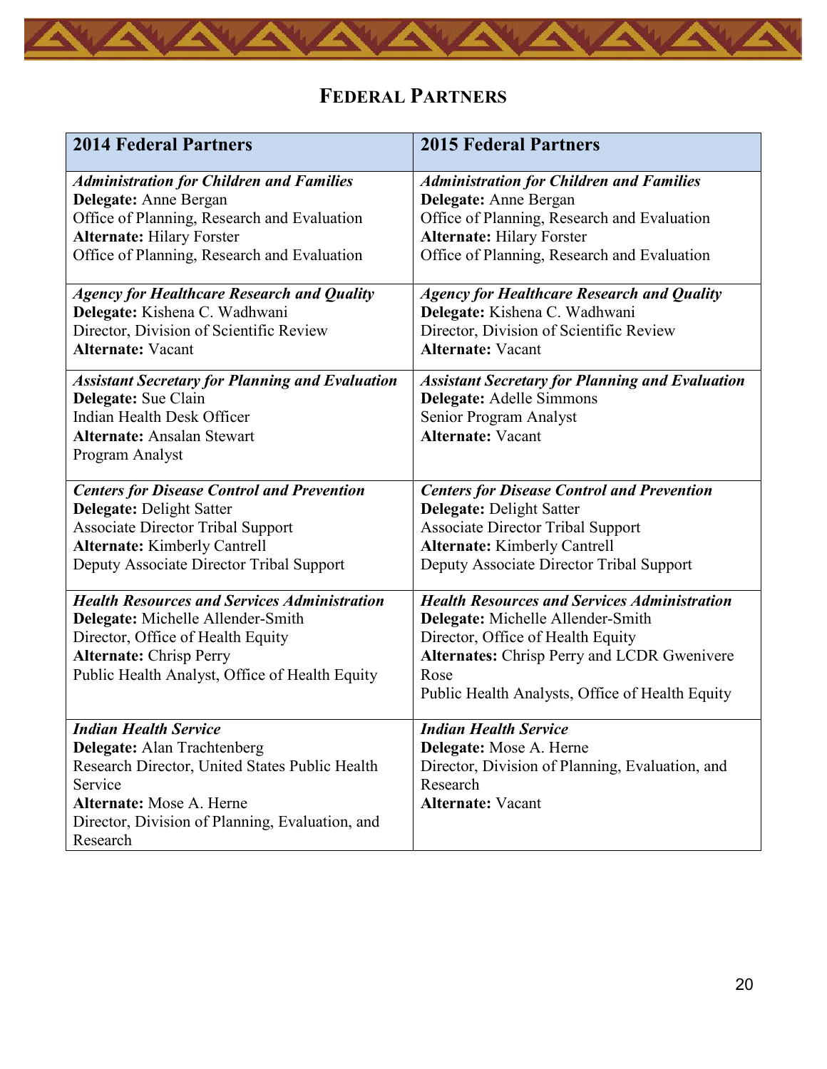# Federal Partners

| 2014 Federal Partners | 2015 Federal Partners |
|---|---|
| ***Administration for Children and Families***<br>**Delegate:** Anne Bergan<br>Office of Planning, Research and Evaluation<br>**Alternate:** Hilary Forster<br>Office of Planning, Research and Evaluation | ***Administration for Children and Families***<br>**Delegate:** Anne Bergan<br>Office of Planning, Research and Evaluation<br>**Alternate:** Hilary Forster<br>Office of Planning, Research and Evaluation |
| ***Agency for Healthcare Research and Quality***<br>**Delegate:** Kishena C. Wadhwani<br>Director, Division of Scientific Review<br>**Alternate:** Vacant | ***Agency for Healthcare Research and Quality***<br>**Delegate:** Kishena C. Wadhwani<br>Director, Division of Scientific Review<br>**Alternate:** Vacant |
| ***Assistant Secretary for Planning and Evaluation***<br>**Delegate:** Sue Clain<br>Indian Health Desk Officer<br>**Alternate:** Ansalan Stewart<br>Program Analyst | ***Assistant Secretary for Planning and Evaluation***<br>**Delegate:** Adelle Simmons<br>Senior Program Analyst<br>**Alternate:** Vacant |
| ***Centers for Disease Control and Prevention***<br>**Delegate:** Delight Satter<br>Associate Director Tribal Support<br>**Alternate:** Kimberly Cantrell<br>Deputy Associate Director Tribal Support | ***Centers for Disease Control and Prevention***<br>**Delegate:** Delight Satter<br>Associate Director Tribal Support<br>**Alternate:** Kimberly Cantrell<br>Deputy Associate Director Tribal Support |
| ***Health Resources and Services Administration***<br>**Delegate:** Michelle Allender-Smith<br>Director, Office of Health Equity<br>**Alternate:** Chrisp Perry<br>Public Health Analyst, Office of Health Equity | ***Health Resources and Services Administration***<br>**Delegate:** Michelle Allender-Smith<br>Director, Office of Health Equity<br>**Alternates:** Chrisp Perry and LCDR Gwenivere Rose<br>Public Health Analysts, Office of Health Equity |
| ***Indian Health Service***<br>**Delegate:** Alan Trachtenberg<br>Research Director, United States Public Health Service<br>**Alternate:** Mose A. Herne<br>Director, Division of Planning, Evaluation, and Research | ***Indian Health Service***<br>**Delegate:** Mose A. Herne<br>Director, Division of Planning, Evaluation, and Research<br>**Alternate:** Vacant |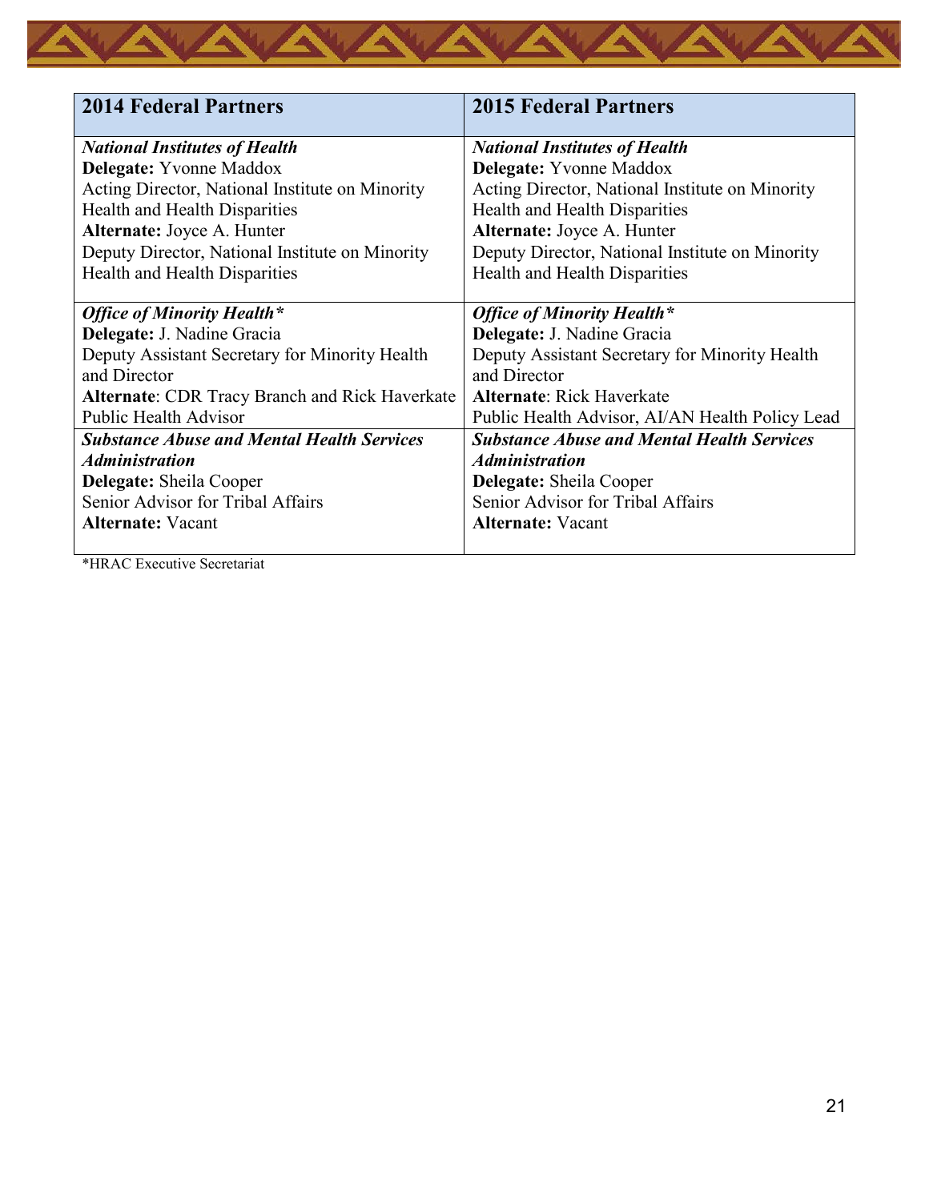| 2014 Federal Partners | 2015 Federal Partners |
| --- | --- |
| ***National Institutes of Health***<br>**Delegate:** Yvonne Maddox<br>Acting Director, National Institute on Minority Health and Health Disparities<br>**Alternate:** Joyce A. Hunter<br>Deputy Director, National Institute on Minority Health and Health Disparities | ***National Institutes of Health***<br>**Delegate:** Yvonne Maddox<br>Acting Director, National Institute on Minority Health and Health Disparities<br>**Alternate:** Joyce A. Hunter<br>Deputy Director, National Institute on Minority Health and Health Disparities |
| ***Office of Minority Health****<br>**Delegate:** J. Nadine Gracia<br>Deputy Assistant Secretary for Minority Health and Director<br>**Alternate**: CDR Tracy Branch and Rick Haverkate<br>Public Health Advisor | ***Office of Minority Health****<br>**Delegate:** J. Nadine Gracia<br>Deputy Assistant Secretary for Minority Health and Director<br>**Alternate**: Rick Haverkate<br>Public Health Advisor, AI/AN Health Policy Lead |
| ***Substance Abuse and Mental Health Services Administration***<br>**Delegate:** Sheila Cooper<br>Senior Advisor for Tribal Affairs<br>**Alternate:** Vacant | ***Substance Abuse and Mental Health Services Administration***<br>**Delegate:** Sheila Cooper<br>Senior Advisor for Tribal Affairs<br>**Alternate:** Vacant |

*HRAC Executive Secretariat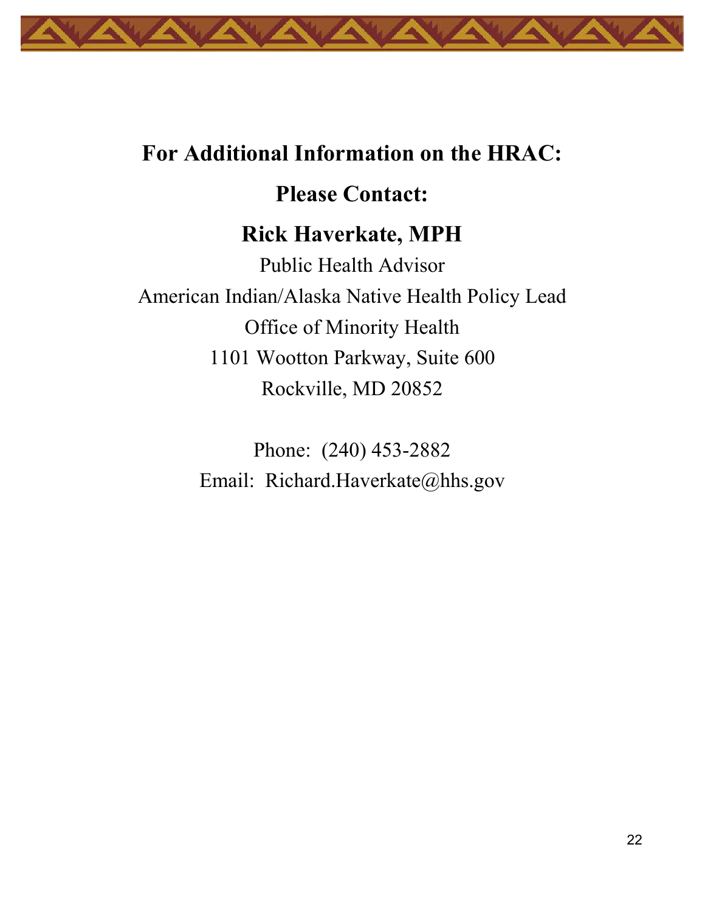## For Additional Information on the HRAC:

## Please Contact:

## Rick Haverkate, MPH

Public Health Advisor

American Indian/Alaska Native Health Policy Lead

Office of Minority Health

1101 Wootton Parkway, Suite 600

Rockville, MD 20852

Phone: (240) 453-2882

Email: Richard.Haverkate@hhs.gov